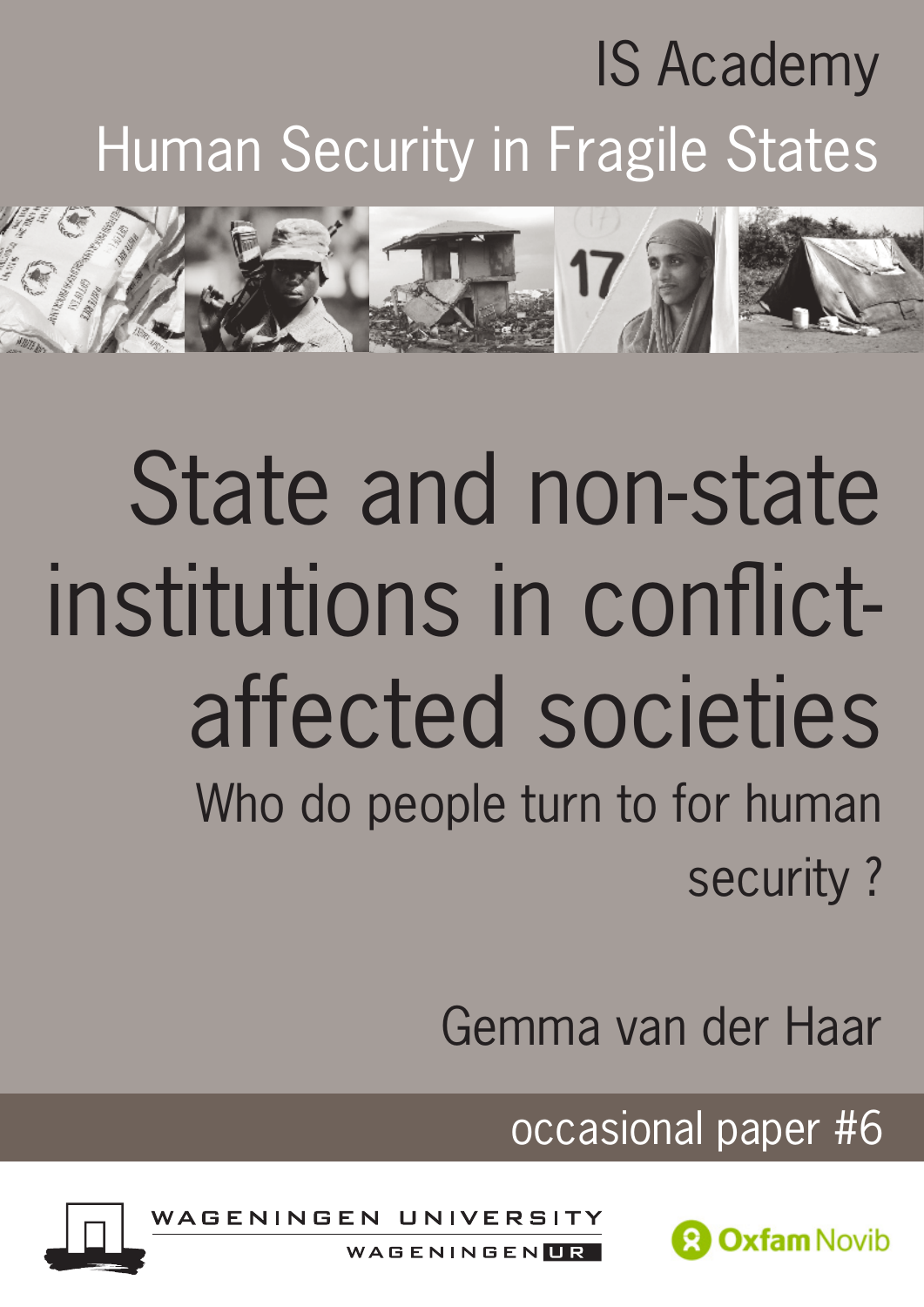IS Academy

Human Security in Fragile States

# State and non-state institutions in conflict-affected societies

## Who do people turn to for human security ?

Gemma van der Haar

occasional paper #6

WAGENINGEN UNIVERSITY
WAGENINGEN UR

Oxfam Novib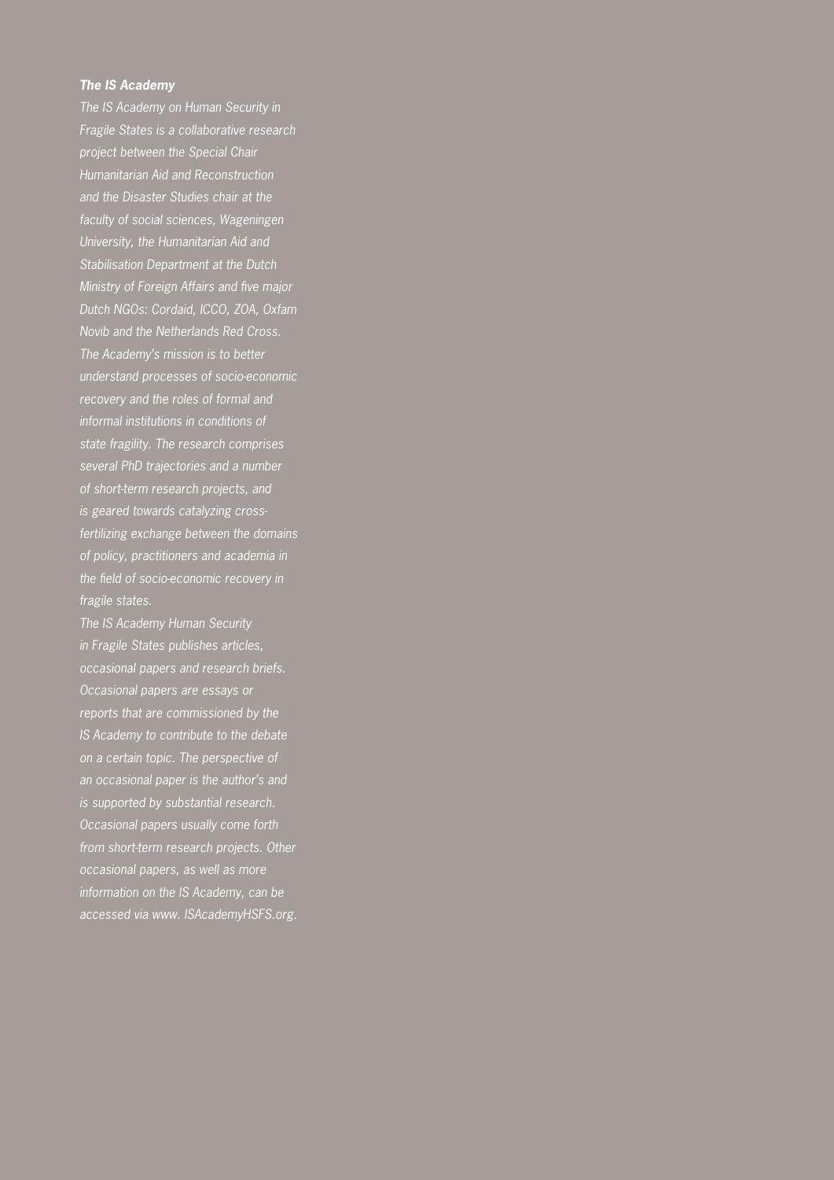***The IS Academy***

*The IS Academy on Human Security in Fragile States is a collaborative research project between the Special Chair Humanitarian Aid and Reconstruction and the Disaster Studies chair at the faculty of social sciences, Wageningen University, the Humanitarian Aid and Stabilisation Department at the Dutch Ministry of Foreign Affairs and five major Dutch NGOs: Cordaid, ICCO, ZOA, Oxfam Novib and the Netherlands Red Cross. The Academy's mission is to better understand processes of socio-economic recovery and the roles of formal and informal institutions in conditions of state fragility. The research comprises several PhD trajectories and a number of short-term research projects, and is geared towards catalyzing cross-fertilizing exchange between the domains of policy, practitioners and academia in the field of socio-economic recovery in fragile states.*

*The IS Academy Human Security in Fragile States publishes articles, occasional papers and research briefs. Occasional papers are essays or reports that are commissioned by the IS Academy to contribute to the debate on a certain topic. The perspective of an occasional paper is the author's and is supported by substantial research. Occasional papers usually come forth from short-term research projects. Other occasional papers, as well as more information on the IS Academy, can be accessed via www. ISAcademyHSFS.org.*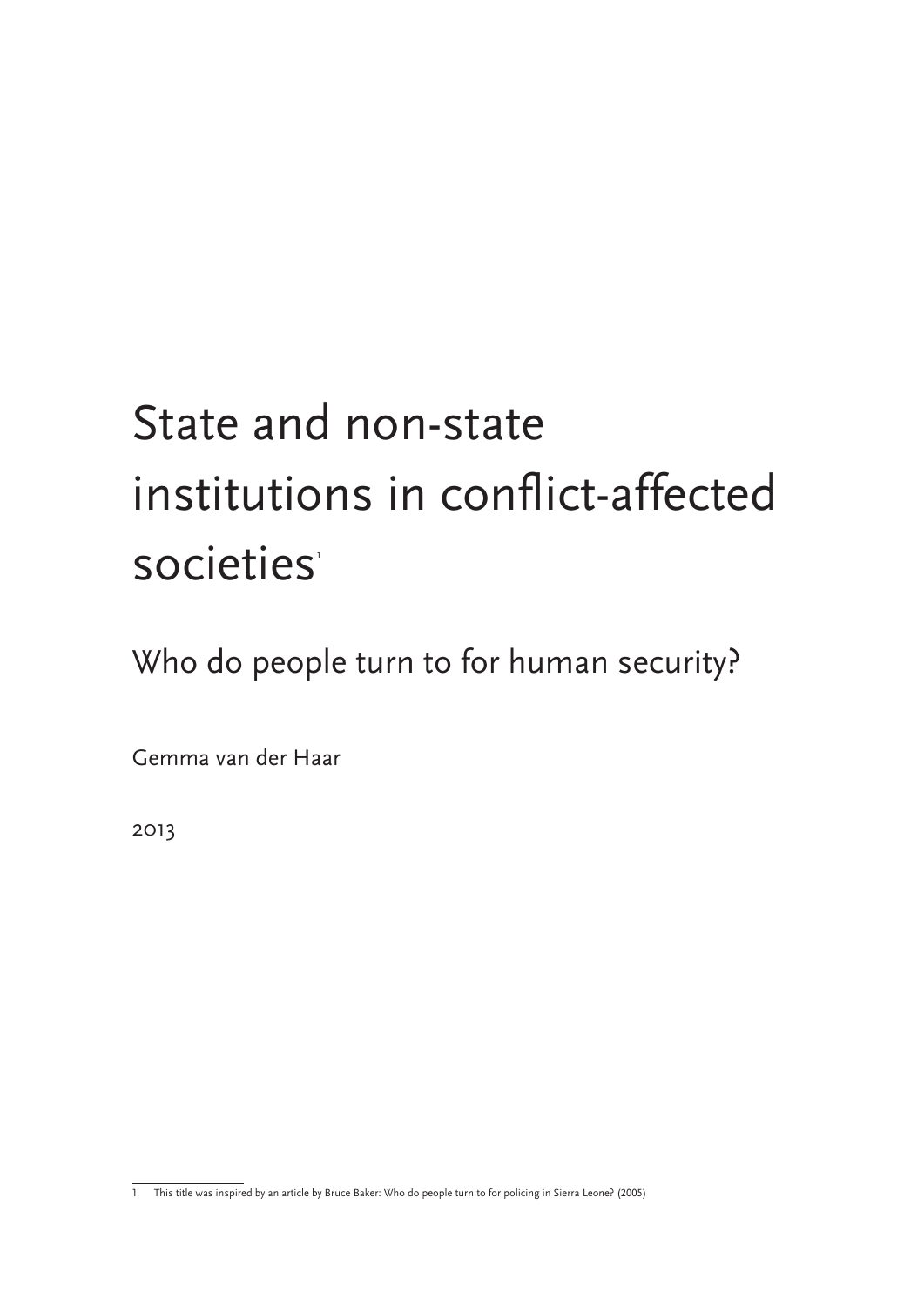# State and non-state institutions in conflict-affected societies[1]

## Who do people turn to for human security?

Gemma van der Haar

2013

1 This title was inspired by an article by Bruce Baker: Who do people turn to for policing in Sierra Leone? (2005)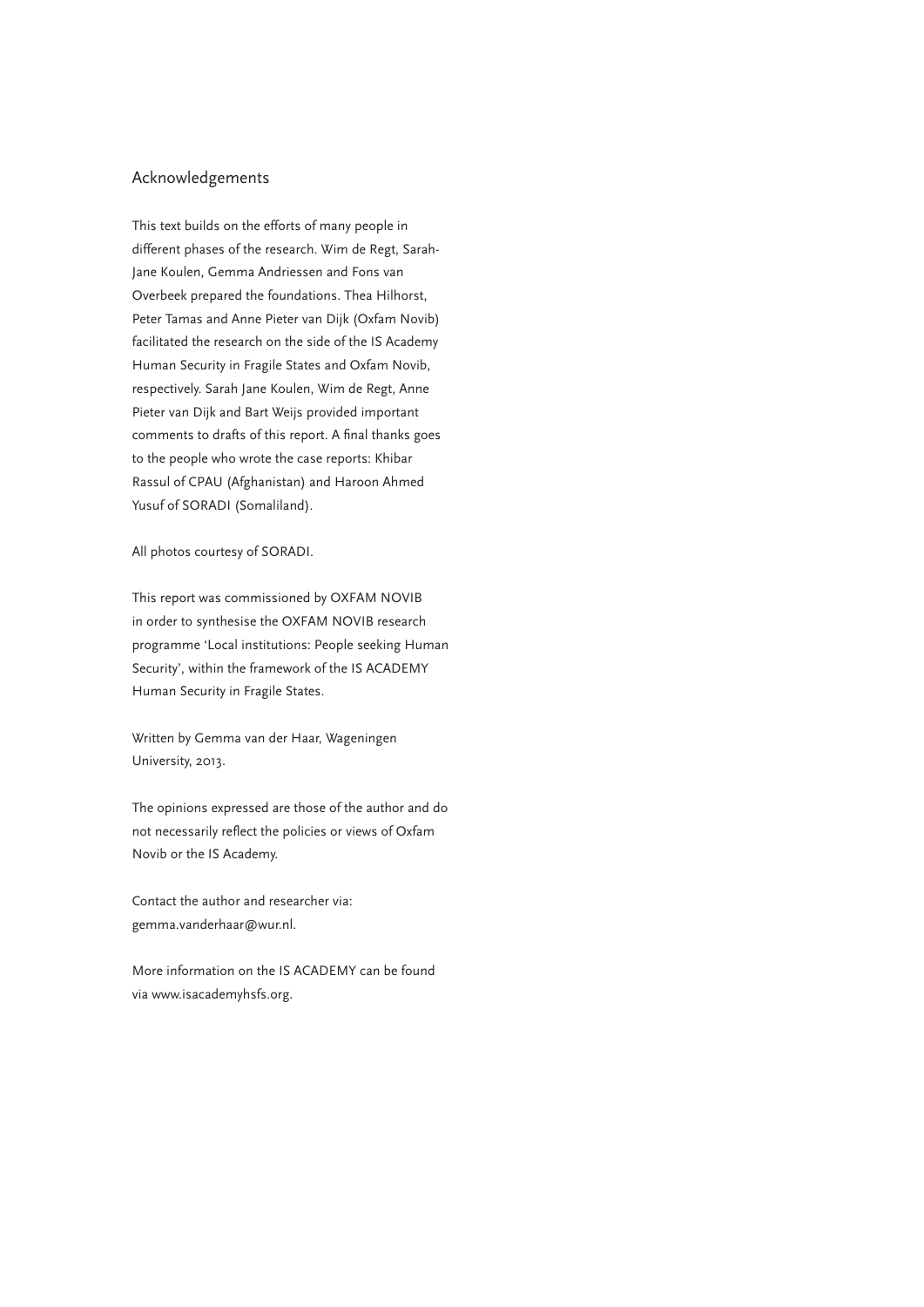## Acknowledgements

This text builds on the efforts of many people in different phases of the research. Wim de Regt, Sarah-Jane Koulen, Gemma Andriessen and Fons van Overbeek prepared the foundations. Thea Hilhorst, Peter Tamas and Anne Pieter van Dijk (Oxfam Novib) facilitated the research on the side of the IS Academy Human Security in Fragile States and Oxfam Novib, respectively. Sarah Jane Koulen, Wim de Regt, Anne Pieter van Dijk and Bart Weijs provided important comments to drafts of this report. A final thanks goes to the people who wrote the case reports: Khibar Rassul of CPAU (Afghanistan) and Haroon Ahmed Yusuf of SORADI (Somaliland).

All photos courtesy of SORADI.

This report was commissioned by OXFAM NOVIB in order to synthesise the OXFAM NOVIB research programme 'Local institutions: People seeking Human Security', within the framework of the IS ACADEMY Human Security in Fragile States.

Written by Gemma van der Haar, Wageningen University, 2013.

The opinions expressed are those of the author and do not necessarily reflect the policies or views of Oxfam Novib or the IS Academy.

Contact the author and researcher via: gemma.vanderhaar@wur.nl.

More information on the IS ACADEMY can be found via www.isacademyhsfs.org.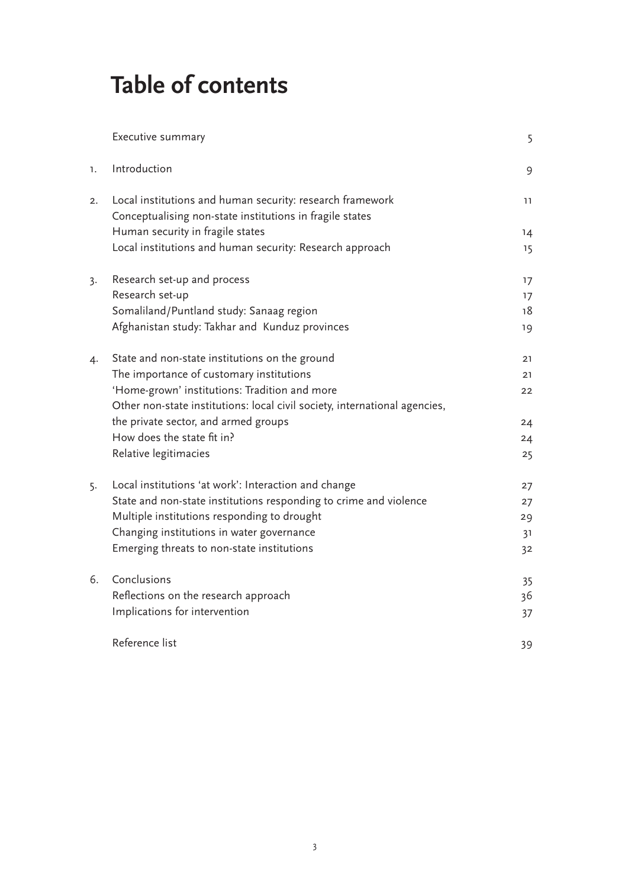# Table of contents

| | | |
|---|---|---|
| | Executive summary | 5 |
| 1. | Introduction | 9 |
| 2. | Local institutions and human security: research framework | 11 |
| | Conceptualising non-state institutions in fragile states | |
| | Human security in fragile states | 14 |
| | Local institutions and human security: Research approach | 15 |
| 3. | Research set-up and process | 17 |
| | Research set-up | 17 |
| | Somaliland/Puntland study: Sanaag region | 18 |
| | Afghanistan study: Takhar and Kunduz provinces | 19 |
| 4. | State and non-state institutions on the ground | 21 |
| | The importance of customary institutions | 21 |
| | 'Home-grown' institutions: Tradition and more | 22 |
| | Other non-state institutions: local civil society, international agencies, the private sector, and armed groups | 24 |
| | How does the state fit in? | 24 |
| | Relative legitimacies | 25 |
| 5. | Local institutions 'at work': Interaction and change | 27 |
| | State and non-state institutions responding to crime and violence | 27 |
| | Multiple institutions responding to drought | 29 |
| | Changing institutions in water governance | 31 |
| | Emerging threats to non-state institutions | 32 |
| 6. | Conclusions | 35 |
| | Reflections on the research approach | 36 |
| | Implications for intervention | 37 |
| | Reference list | 39 |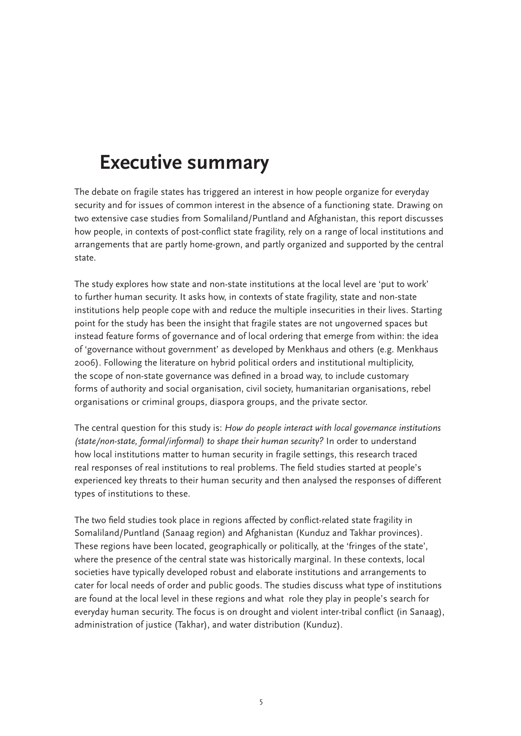# Executive summary

The debate on fragile states has triggered an interest in how people organize for everyday security and for issues of common interest in the absence of a functioning state. Drawing on two extensive case studies from Somaliland/Puntland and Afghanistan, this report discusses how people, in contexts of post-conflict state fragility, rely on a range of local institutions and arrangements that are partly home-grown, and partly organized and supported by the central state.

The study explores how state and non-state institutions at the local level are 'put to work' to further human security. It asks how, in contexts of state fragility, state and non-state institutions help people cope with and reduce the multiple insecurities in their lives. Starting point for the study has been the insight that fragile states are not ungoverned spaces but instead feature forms of governance and of local ordering that emerge from within: the idea of 'governance without government' as developed by Menkhaus and others (e.g. Menkhaus 2006). Following the literature on hybrid political orders and institutional multiplicity, the scope of non-state governance was defined in a broad way, to include customary forms of authority and social organisation, civil society, humanitarian organisations, rebel organisations or criminal groups, diaspora groups, and the private sector.

The central question for this study is: *How do people interact with local governance institutions (state/non-state, formal/informal) to shape their human security?* In order to understand how local institutions matter to human security in fragile settings, this research traced real responses of real institutions to real problems. The field studies started at people's experienced key threats to their human security and then analysed the responses of different types of institutions to these.

The two field studies took place in regions affected by conflict-related state fragility in Somaliland/Puntland (Sanaag region) and Afghanistan (Kunduz and Takhar provinces). These regions have been located, geographically or politically, at the 'fringes of the state', where the presence of the central state was historically marginal. In these contexts, local societies have typically developed robust and elaborate institutions and arrangements to cater for local needs of order and public goods. The studies discuss what type of institutions are found at the local level in these regions and what role they play in people's search for everyday human security. The focus is on drought and violent inter-tribal conflict (in Sanaag), administration of justice (Takhar), and water distribution (Kunduz).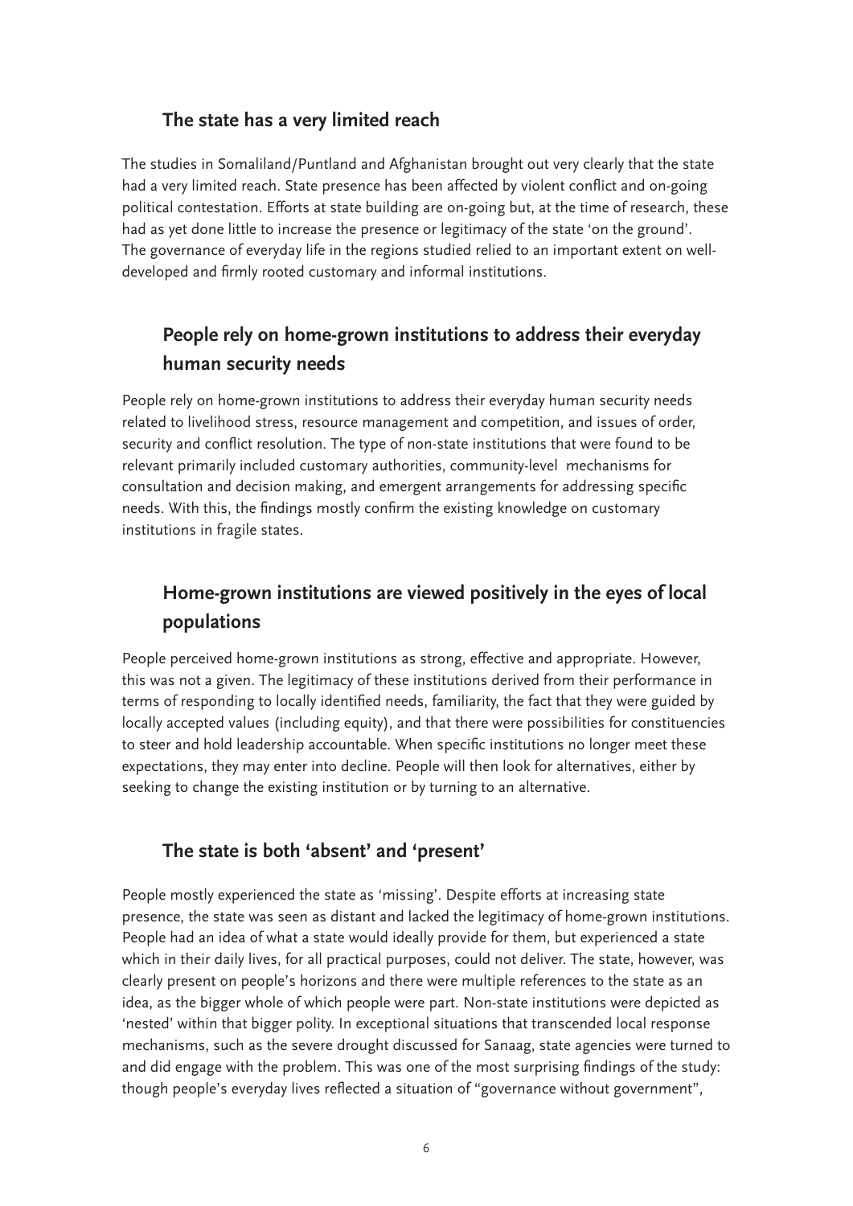## The state has a very limited reach

The studies in Somaliland/Puntland and Afghanistan brought out very clearly that the state had a very limited reach. State presence has been affected by violent conflict and on-going political contestation. Efforts at state building are on-going but, at the time of research, these had as yet done little to increase the presence or legitimacy of the state 'on the ground'. The governance of everyday life in the regions studied relied to an important extent on well-developed and firmly rooted customary and informal institutions.

## People rely on home-grown institutions to address their everyday human security needs

People rely on home-grown institutions to address their everyday human security needs related to livelihood stress, resource management and competition, and issues of order, security and conflict resolution. The type of non-state institutions that were found to be relevant primarily included customary authorities, community-level mechanisms for consultation and decision making, and emergent arrangements for addressing specific needs. With this, the findings mostly confirm the existing knowledge on customary institutions in fragile states.

## Home-grown institutions are viewed positively in the eyes of local populations

People perceived home-grown institutions as strong, effective and appropriate. However, this was not a given. The legitimacy of these institutions derived from their performance in terms of responding to locally identified needs, familiarity, the fact that they were guided by locally accepted values (including equity), and that there were possibilities for constituencies to steer and hold leadership accountable. When specific institutions no longer meet these expectations, they may enter into decline. People will then look for alternatives, either by seeking to change the existing institution or by turning to an alternative.

## The state is both 'absent' and 'present'

People mostly experienced the state as 'missing'. Despite efforts at increasing state presence, the state was seen as distant and lacked the legitimacy of home-grown institutions. People had an idea of what a state would ideally provide for them, but experienced a state which in their daily lives, for all practical purposes, could not deliver. The state, however, was clearly present on people's horizons and there were multiple references to the state as an idea, as the bigger whole of which people were part. Non-state institutions were depicted as 'nested' within that bigger polity. In exceptional situations that transcended local response mechanisms, such as the severe drought discussed for Sanaag, state agencies were turned to and did engage with the problem. This was one of the most surprising findings of the study: though people's everyday lives reflected a situation of "governance without government",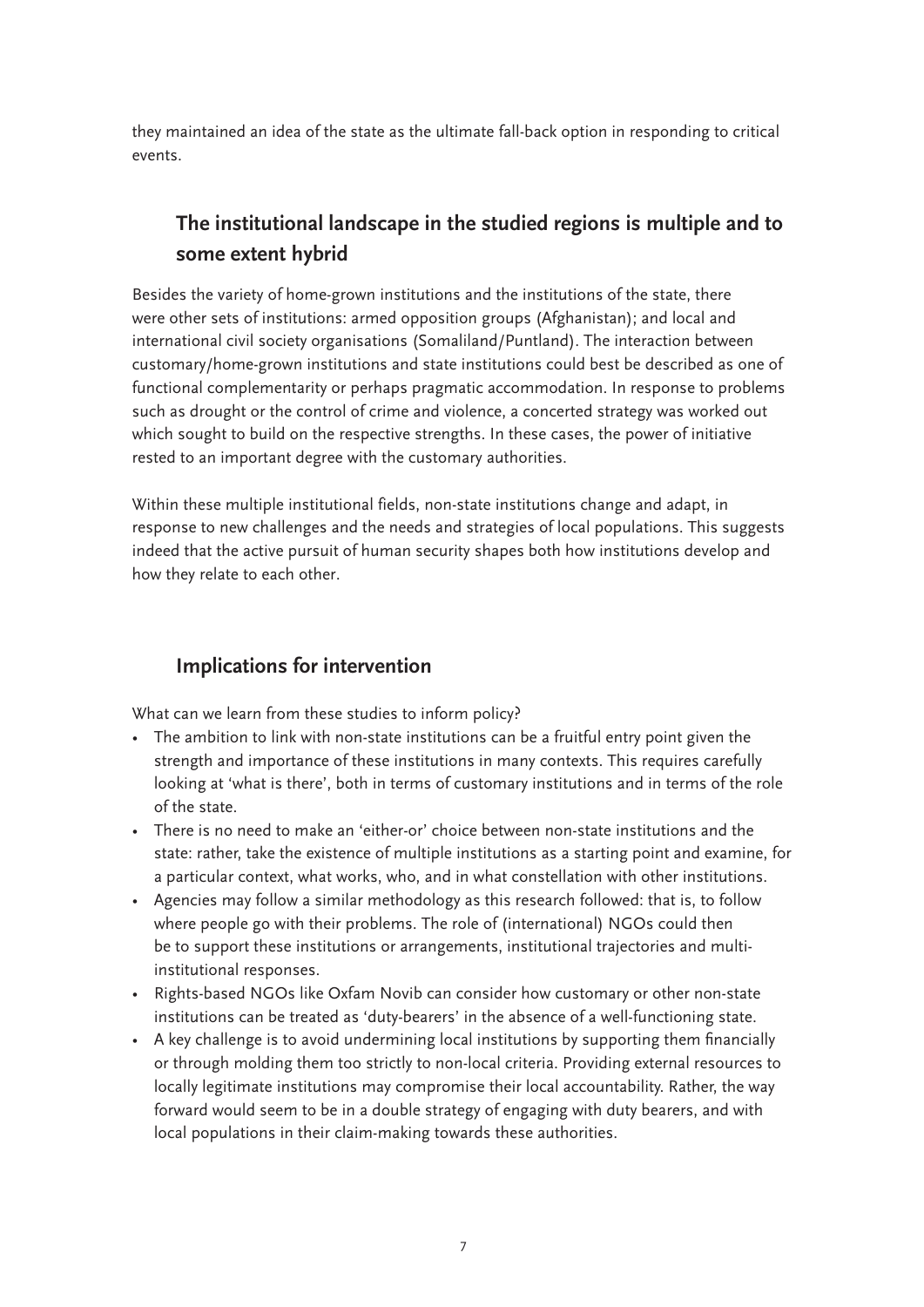they maintained an idea of the state as the ultimate fall-back option in responding to critical events.

## The institutional landscape in the studied regions is multiple and to some extent hybrid

Besides the variety of home-grown institutions and the institutions of the state, there were other sets of institutions: armed opposition groups (Afghanistan); and local and international civil society organisations (Somaliland/Puntland). The interaction between customary/home-grown institutions and state institutions could best be described as one of functional complementarity or perhaps pragmatic accommodation. In response to problems such as drought or the control of crime and violence, a concerted strategy was worked out which sought to build on the respective strengths. In these cases, the power of initiative rested to an important degree with the customary authorities.

Within these multiple institutional fields, non-state institutions change and adapt, in response to new challenges and the needs and strategies of local populations. This suggests indeed that the active pursuit of human security shapes both how institutions develop and how they relate to each other.

## Implications for intervention

What can we learn from these studies to inform policy?

- The ambition to link with non-state institutions can be a fruitful entry point given the strength and importance of these institutions in many contexts. This requires carefully looking at 'what is there', both in terms of customary institutions and in terms of the role of the state.
- There is no need to make an 'either-or' choice between non-state institutions and the state: rather, take the existence of multiple institutions as a starting point and examine, for a particular context, what works, who, and in what constellation with other institutions.
- Agencies may follow a similar methodology as this research followed: that is, to follow where people go with their problems. The role of (international) NGOs could then be to support these institutions or arrangements, institutional trajectories and multi-institutional responses.
- Rights-based NGOs like Oxfam Novib can consider how customary or other non-state institutions can be treated as 'duty-bearers' in the absence of a well-functioning state.
- A key challenge is to avoid undermining local institutions by supporting them financially or through molding them too strictly to non-local criteria. Providing external resources to locally legitimate institutions may compromise their local accountability. Rather, the way forward would seem to be in a double strategy of engaging with duty bearers, and with local populations in their claim-making towards these authorities.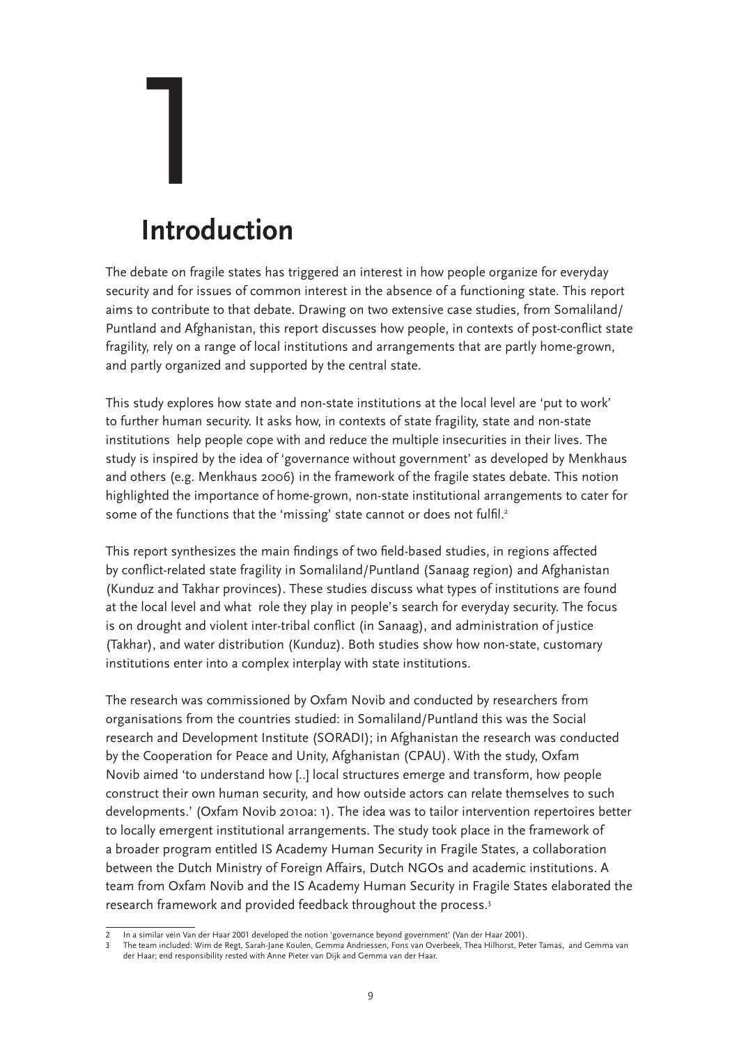# 1 Introduction

The debate on fragile states has triggered an interest in how people organize for everyday security and for issues of common interest in the absence of a functioning state. This report aims to contribute to that debate. Drawing on two extensive case studies, from Somaliland/Puntland and Afghanistan, this report discusses how people, in contexts of post-conflict state fragility, rely on a range of local institutions and arrangements that are partly home-grown, and partly organized and supported by the central state.

This study explores how state and non-state institutions at the local level are 'put to work' to further human security. It asks how, in contexts of state fragility, state and non-state institutions help people cope with and reduce the multiple insecurities in their lives. The study is inspired by the idea of 'governance without government' as developed by Menkhaus and others (e.g. Menkhaus 2006) in the framework of the fragile states debate. This notion highlighted the importance of home-grown, non-state institutional arrangements to cater for some of the functions that the 'missing' state cannot or does not fulfil.[2]

This report synthesizes the main findings of two field-based studies, in regions affected by conflict-related state fragility in Somaliland/Puntland (Sanaag region) and Afghanistan (Kunduz and Takhar provinces). These studies discuss what types of institutions are found at the local level and what role they play in people's search for everyday security. The focus is on drought and violent inter-tribal conflict (in Sanaag), and administration of justice (Takhar), and water distribution (Kunduz). Both studies show how non-state, customary institutions enter into a complex interplay with state institutions.

The research was commissioned by Oxfam Novib and conducted by researchers from organisations from the countries studied: in Somaliland/Puntland this was the Social research and Development Institute (SORADI); in Afghanistan the research was conducted by the Cooperation for Peace and Unity, Afghanistan (CPAU). With the study, Oxfam Novib aimed 'to understand how [..] local structures emerge and transform, how people construct their own human security, and how outside actors can relate themselves to such developments.' (Oxfam Novib 2010a: 1). The idea was to tailor intervention repertoires better to locally emergent institutional arrangements. The study took place in the framework of a broader program entitled IS Academy Human Security in Fragile States, a collaboration between the Dutch Ministry of Foreign Affairs, Dutch NGOs and academic institutions. A team from Oxfam Novib and the IS Academy Human Security in Fragile States elaborated the research framework and provided feedback throughout the process.[3]

---

2 In a similar vein Van der Haar 2001 developed the notion 'governance beyond government' (Van der Haar 2001).

3 The team included: Wim de Regt, Sarah-Jane Koulen, Gemma Andriessen, Fons van Overbeek, Thea Hilhorst, Peter Tamas, and Gemma van der Haar; end responsibility rested with Anne Pieter van Dijk and Gemma van der Haar.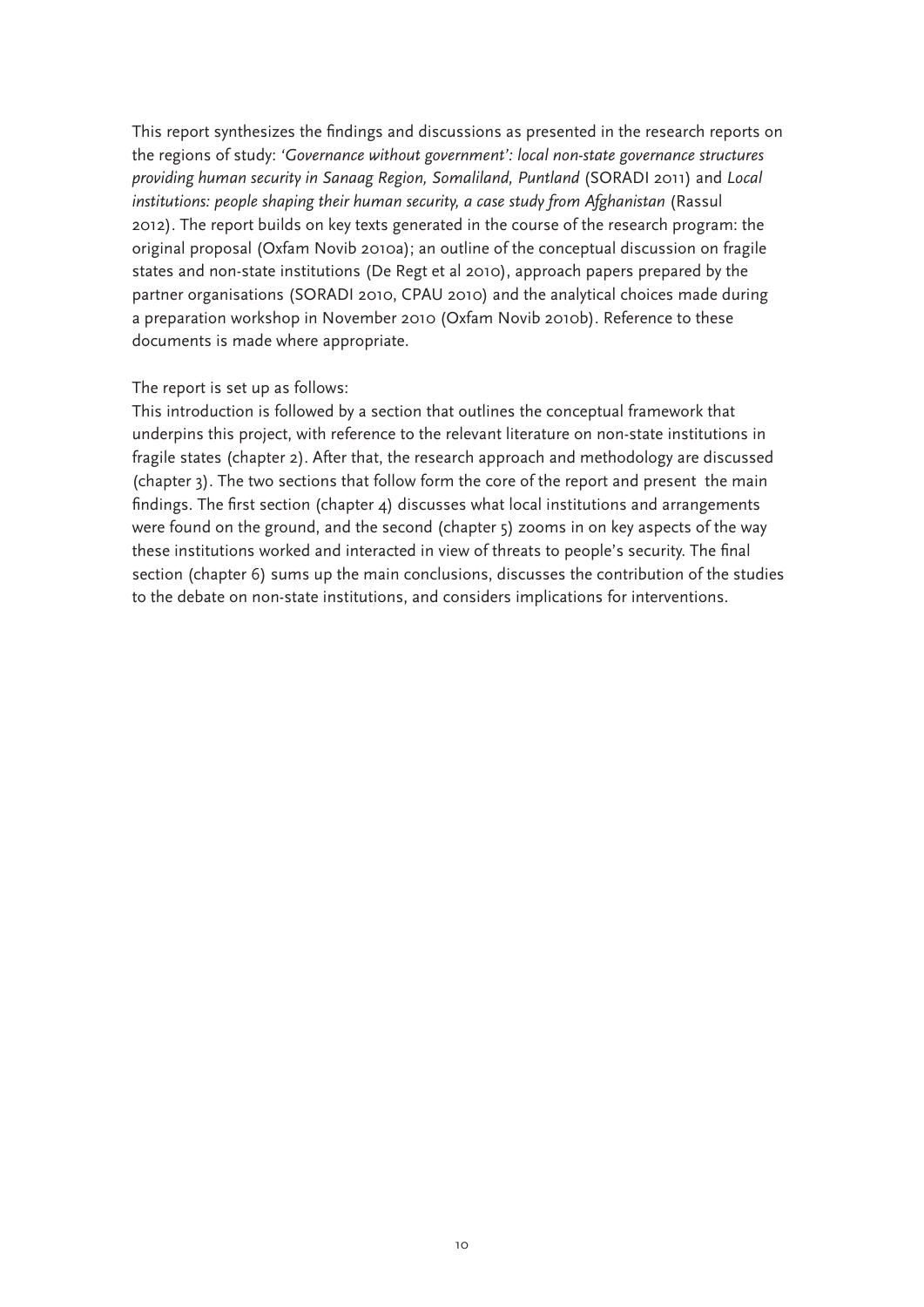This report synthesizes the findings and discussions as presented in the research reports on the regions of study: *'Governance without government': local non-state governance structures providing human security in Sanaag Region, Somaliland, Puntland* (SORADI 2011) and *Local institutions: people shaping their human security, a case study from Afghanistan* (Rassul 2012). The report builds on key texts generated in the course of the research program: the original proposal (Oxfam Novib 2010a); an outline of the conceptual discussion on fragile states and non-state institutions (De Regt et al 2010), approach papers prepared by the partner organisations (SORADI 2010, CPAU 2010) and the analytical choices made during a preparation workshop in November 2010 (Oxfam Novib 2010b). Reference to these documents is made where appropriate.

The report is set up as follows:
This introduction is followed by a section that outlines the conceptual framework that underpins this project, with reference to the relevant literature on non-state institutions in fragile states (chapter 2). After that, the research approach and methodology are discussed (chapter 3). The two sections that follow form the core of the report and present the main findings. The first section (chapter 4) discusses what local institutions and arrangements were found on the ground, and the second (chapter 5) zooms in on key aspects of the way these institutions worked and interacted in view of threats to people's security. The final section (chapter 6) sums up the main conclusions, discusses the contribution of the studies to the debate on non-state institutions, and considers implications for interventions.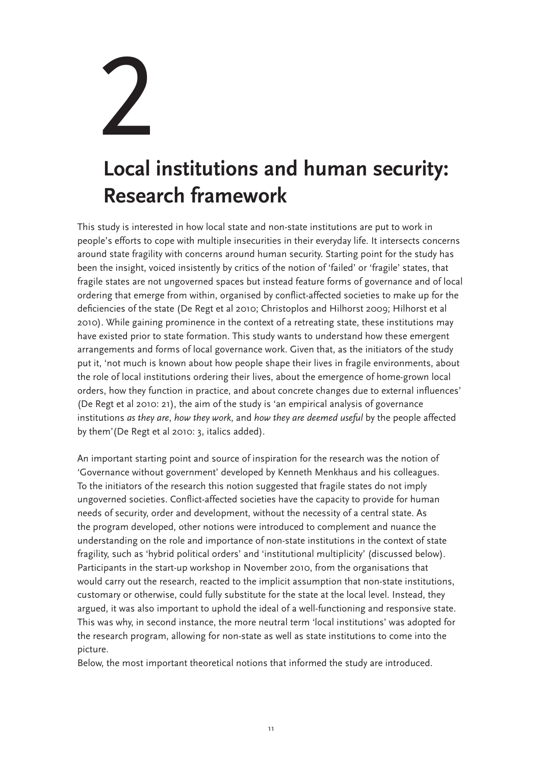# 2

# Local institutions and human security: Research framework

This study is interested in how local state and non-state institutions are put to work in people's efforts to cope with multiple insecurities in their everyday life. It intersects concerns around state fragility with concerns around human security. Starting point for the study has been the insight, voiced insistently by critics of the notion of 'failed' or 'fragile' states, that fragile states are not ungoverned spaces but instead feature forms of governance and of local ordering that emerge from within, organised by conflict-affected societies to make up for the deficiencies of the state (De Regt et al 2010; Christoplos and Hilhorst 2009; Hilhorst et al 2010). While gaining prominence in the context of a retreating state, these institutions may have existed prior to state formation. This study wants to understand how these emergent arrangements and forms of local governance work. Given that, as the initiators of the study put it, 'not much is known about how people shape their lives in fragile environments, about the role of local institutions ordering their lives, about the emergence of home-grown local orders, how they function in practice, and about concrete changes due to external influences' (De Regt et al 2010: 21), the aim of the study is 'an empirical analysis of governance institutions *as they are*, *how they work*, and *how they are deemed useful* by the people affected by them' (De Regt et al 2010: 3, italics added).

An important starting point and source of inspiration for the research was the notion of 'Governance without government' developed by Kenneth Menkhaus and his colleagues. To the initiators of the research this notion suggested that fragile states do not imply ungoverned societies. Conflict-affected societies have the capacity to provide for human needs of security, order and development, without the necessity of a central state. As the program developed, other notions were introduced to complement and nuance the understanding on the role and importance of non-state institutions in the context of state fragility, such as 'hybrid political orders' and 'institutional multiplicity' (discussed below). Participants in the start-up workshop in November 2010, from the organisations that would carry out the research, reacted to the implicit assumption that non-state institutions, customary or otherwise, could fully substitute for the state at the local level. Instead, they argued, it was also important to uphold the ideal of a well-functioning and responsive state. This was why, in second instance, the more neutral term 'local institutions' was adopted for the research program, allowing for non-state as well as state institutions to come into the picture.

Below, the most important theoretical notions that informed the study are introduced.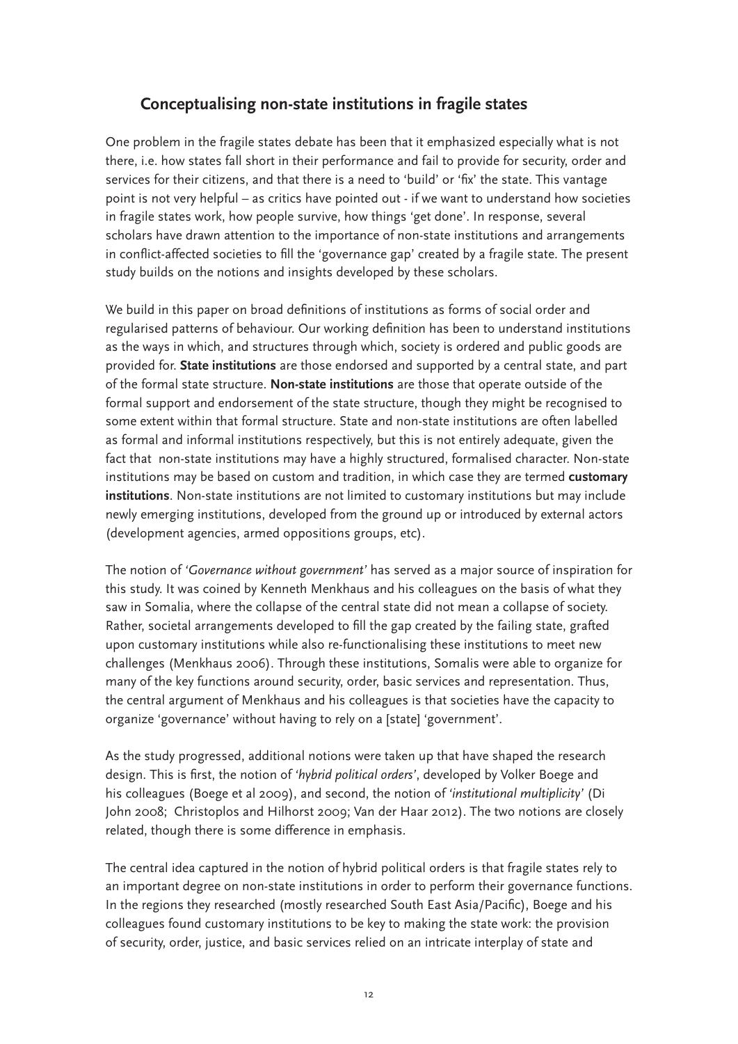## Conceptualising non-state institutions in fragile states

One problem in the fragile states debate has been that it emphasized especially what is not there, i.e. how states fall short in their performance and fail to provide for security, order and services for their citizens, and that there is a need to 'build' or 'fix' the state. This vantage point is not very helpful – as critics have pointed out - if we want to understand how societies in fragile states work, how people survive, how things 'get done'. In response, several scholars have drawn attention to the importance of non-state institutions and arrangements in conflict-affected societies to fill the 'governance gap' created by a fragile state. The present study builds on the notions and insights developed by these scholars.

We build in this paper on broad definitions of institutions as forms of social order and regularised patterns of behaviour. Our working definition has been to understand institutions as the ways in which, and structures through which, society is ordered and public goods are provided for. **State institutions** are those endorsed and supported by a central state, and part of the formal state structure. **Non-state institutions** are those that operate outside of the formal support and endorsement of the state structure, though they might be recognised to some extent within that formal structure. State and non-state institutions are often labelled as formal and informal institutions respectively, but this is not entirely adequate, given the fact that non-state institutions may have a highly structured, formalised character. Non-state institutions may be based on custom and tradition, in which case they are termed **customary institutions**. Non-state institutions are not limited to customary institutions but may include newly emerging institutions, developed from the ground up or introduced by external actors (development agencies, armed oppositions groups, etc).

The notion of '*Governance without government*' has served as a major source of inspiration for this study. It was coined by Kenneth Menkhaus and his colleagues on the basis of what they saw in Somalia, where the collapse of the central state did not mean a collapse of society. Rather, societal arrangements developed to fill the gap created by the failing state, grafted upon customary institutions while also re-functionalising these institutions to meet new challenges (Menkhaus 2006). Through these institutions, Somalis were able to organize for many of the key functions around security, order, basic services and representation. Thus, the central argument of Menkhaus and his colleagues is that societies have the capacity to organize 'governance' without having to rely on a [state] 'government'.

As the study progressed, additional notions were taken up that have shaped the research design. This is first, the notion of '*hybrid political orders*', developed by Volker Boege and his colleagues (Boege et al 2009), and second, the notion of '*institutional multiplicity*' (Di John 2008; Christoplos and Hilhorst 2009; Van der Haar 2012). The two notions are closely related, though there is some difference in emphasis.

The central idea captured in the notion of hybrid political orders is that fragile states rely to an important degree on non-state institutions in order to perform their governance functions. In the regions they researched (mostly researched South East Asia/Pacific), Boege and his colleagues found customary institutions to be key to making the state work: the provision of security, order, justice, and basic services relied on an intricate interplay of state and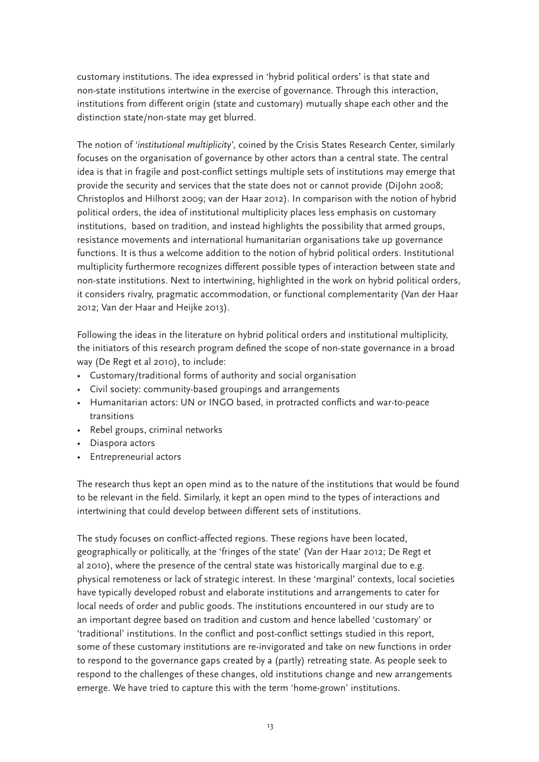customary institutions. The idea expressed in 'hybrid political orders' is that state and non-state institutions intertwine in the exercise of governance. Through this interaction, institutions from different origin (state and customary) mutually shape each other and the distinction state/non-state may get blurred.

The notion of *'institutional multiplicity',* coined by the Crisis States Research Center, similarly focuses on the organisation of governance by other actors than a central state. The central idea is that in fragile and post-conflict settings multiple sets of institutions may emerge that provide the security and services that the state does not or cannot provide (DiJohn 2008; Christoplos and Hilhorst 2009; van der Haar 2012). In comparison with the notion of hybrid political orders, the idea of institutional multiplicity places less emphasis on customary institutions, based on tradition, and instead highlights the possibility that armed groups, resistance movements and international humanitarian organisations take up governance functions. It is thus a welcome addition to the notion of hybrid political orders. Institutional multiplicity furthermore recognizes different possible types of interaction between state and non-state institutions. Next to intertwining, highlighted in the work on hybrid political orders, it considers rivalry, pragmatic accommodation, or functional complementarity (Van der Haar 2012; Van der Haar and Heijke 2013).

Following the ideas in the literature on hybrid political orders and institutional multiplicity, the initiators of this research program defined the scope of non-state governance in a broad way (De Regt et al 2010), to include:

- Customary/traditional forms of authority and social organisation
- Civil society: community-based groupings and arrangements
- Humanitarian actors: UN or INGO based, in protracted conflicts and war-to-peace transitions
- Rebel groups, criminal networks
- Diaspora actors
- Entrepreneurial actors

The research thus kept an open mind as to the nature of the institutions that would be found to be relevant in the field. Similarly, it kept an open mind to the types of interactions and intertwining that could develop between different sets of institutions.

The study focuses on conflict-affected regions. These regions have been located, geographically or politically, at the 'fringes of the state' (Van der Haar 2012; De Regt et al 2010), where the presence of the central state was historically marginal due to e.g. physical remoteness or lack of strategic interest. In these 'marginal' contexts, local societies have typically developed robust and elaborate institutions and arrangements to cater for local needs of order and public goods. The institutions encountered in our study are to an important degree based on tradition and custom and hence labelled 'customary' or 'traditional' institutions. In the conflict and post-conflict settings studied in this report, some of these customary institutions are re-invigorated and take on new functions in order to respond to the governance gaps created by a (partly) retreating state. As people seek to respond to the challenges of these changes, old institutions change and new arrangements emerge. We have tried to capture this with the term 'home-grown' institutions.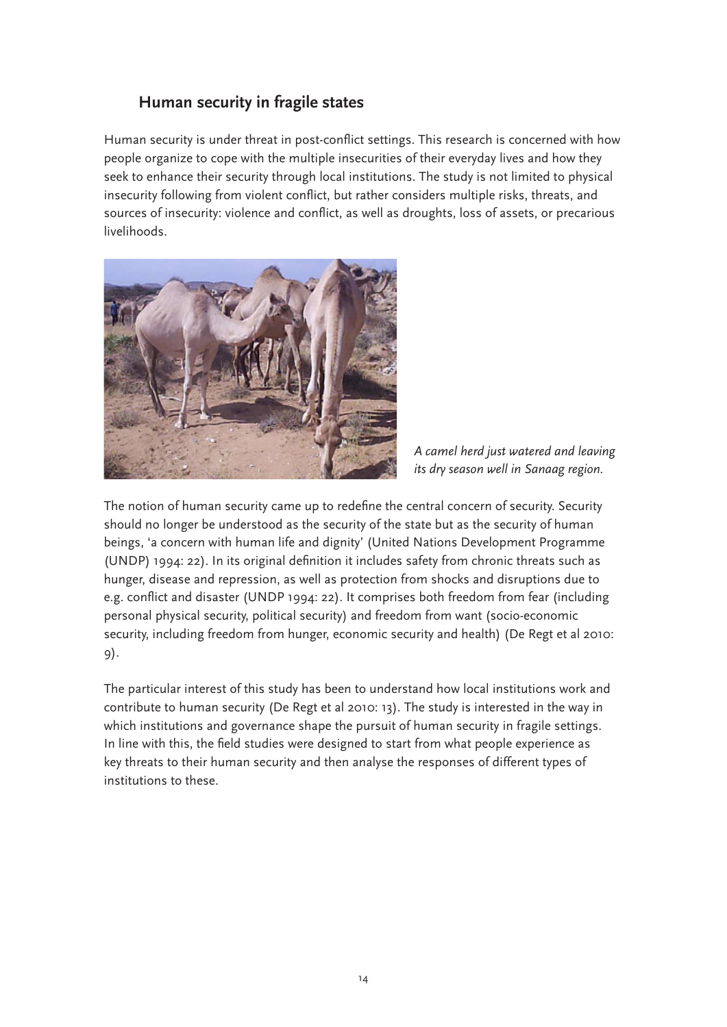## Human security in fragile states

Human security is under threat in post-conflict settings. This research is concerned with how people organize to cope with the multiple insecurities of their everyday lives and how they seek to enhance their security through local institutions. The study is not limited to physical insecurity following from violent conflict, but rather considers multiple risks, threats, and sources of insecurity: violence and conflict, as well as droughts, loss of assets, or precarious livelihoods.

*A camel herd just watered and leaving its dry season well in Sanaag region.*

The notion of human security came up to redefine the central concern of security. Security should no longer be understood as the security of the state but as the security of human beings, 'a concern with human life and dignity' (United Nations Development Programme (UNDP) 1994: 22). In its original definition it includes safety from chronic threats such as hunger, disease and repression, as well as protection from shocks and disruptions due to e.g. conflict and disaster (UNDP 1994: 22). It comprises both freedom from fear (including personal physical security, political security) and freedom from want (socio-economic security, including freedom from hunger, economic security and health) (De Regt et al 2010: 9).

The particular interest of this study has been to understand how local institutions work and contribute to human security (De Regt et al 2010: 13). The study is interested in the way in which institutions and governance shape the pursuit of human security in fragile settings. In line with this, the field studies were designed to start from what people experience as key threats to their human security and then analyse the responses of different types of institutions to these.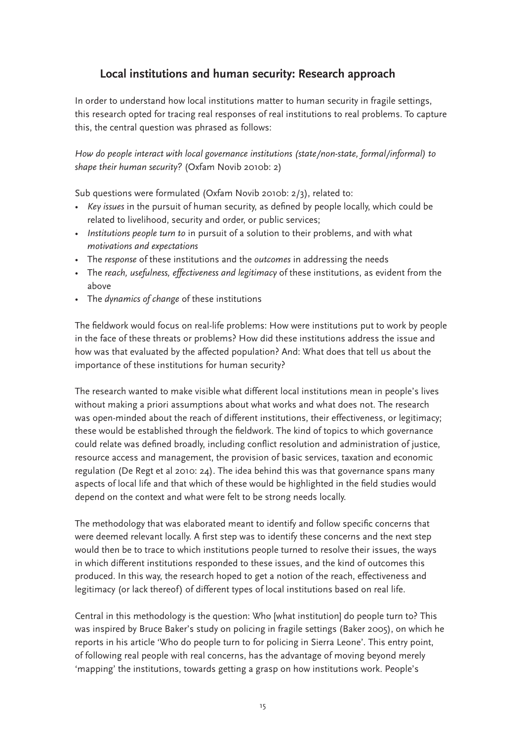## Local institutions and human security: Research approach

In order to understand how local institutions matter to human security in fragile settings, this research opted for tracing real responses of real institutions to real problems. To capture this, the central question was phrased as follows:

*How do people interact with local governance institutions (state/non-state, formal/informal) to shape their human security?* (Oxfam Novib 2010b: 2)

Sub questions were formulated (Oxfam Novib 2010b: 2/3), related to:

- *Key issues* in the pursuit of human security, as defined by people locally, which could be related to livelihood, security and order, or public services;
- *Institutions people turn to* in pursuit of a solution to their problems, and with what *motivations and expectations*
- The *response* of these institutions and the *outcomes* in addressing the needs
- The *reach, usefulness, effectiveness and legitimacy* of these institutions, as evident from the above
- The *dynamics of change* of these institutions

The fieldwork would focus on real-life problems: How were institutions put to work by people in the face of these threats or problems? How did these institutions address the issue and how was that evaluated by the affected population? And: What does that tell us about the importance of these institutions for human security?

The research wanted to make visible what different local institutions mean in people's lives without making a priori assumptions about what works and what does not. The research was open-minded about the reach of different institutions, their effectiveness, or legitimacy; these would be established through the fieldwork. The kind of topics to which governance could relate was defined broadly, including conflict resolution and administration of justice, resource access and management, the provision of basic services, taxation and economic regulation (De Regt et al 2010: 24). The idea behind this was that governance spans many aspects of local life and that which of these would be highlighted in the field studies would depend on the context and what were felt to be strong needs locally.

The methodology that was elaborated meant to identify and follow specific concerns that were deemed relevant locally. A first step was to identify these concerns and the next step would then be to trace to which institutions people turned to resolve their issues, the ways in which different institutions responded to these issues, and the kind of outcomes this produced. In this way, the research hoped to get a notion of the reach, effectiveness and legitimacy (or lack thereof) of different types of local institutions based on real life.

Central in this methodology is the question: Who [what institution] do people turn to? This was inspired by Bruce Baker's study on policing in fragile settings (Baker 2005), on which he reports in his article 'Who do people turn to for policing in Sierra Leone'. This entry point, of following real people with real concerns, has the advantage of moving beyond merely 'mapping' the institutions, towards getting a grasp on how institutions work. People's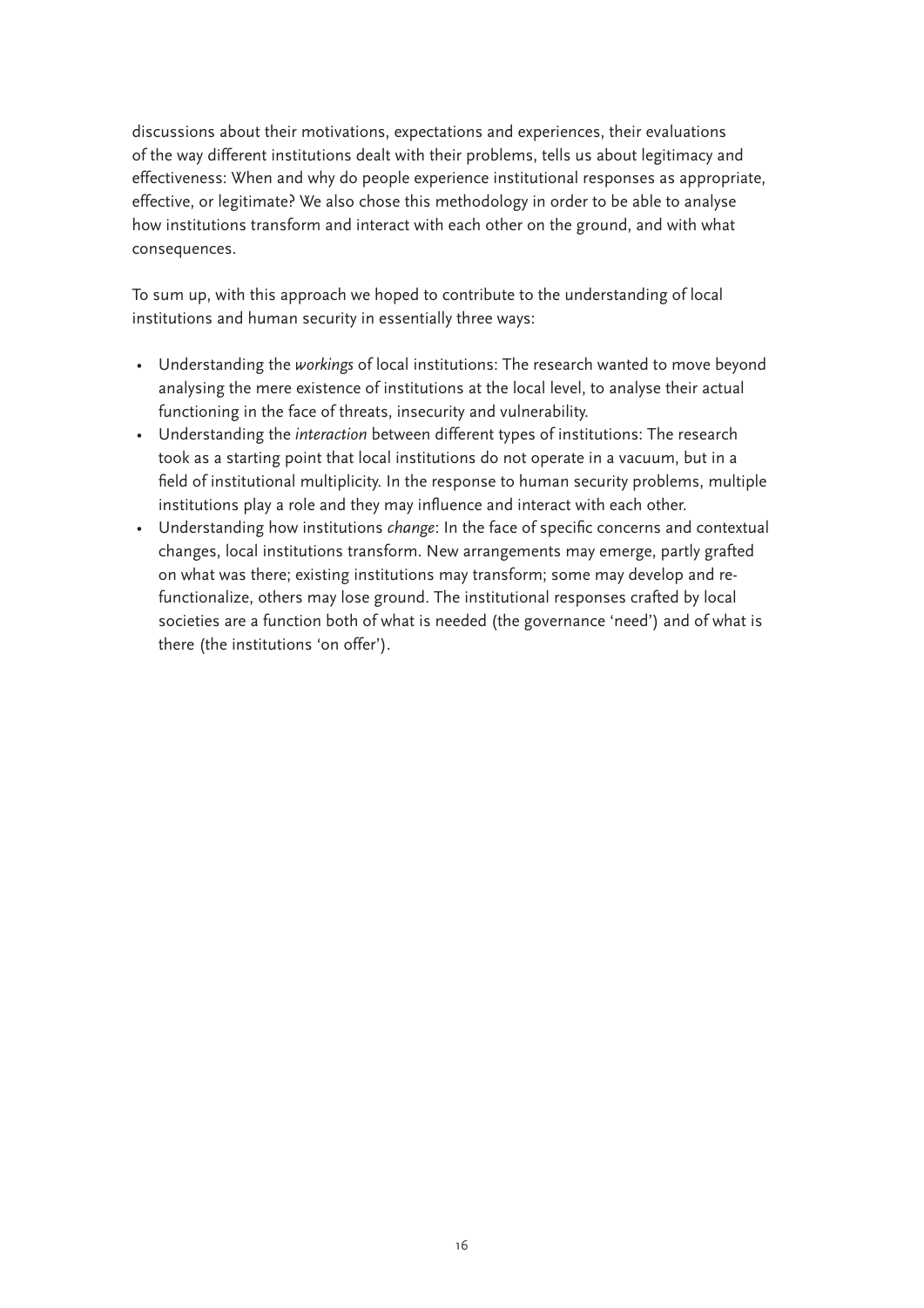discussions about their motivations, expectations and experiences, their evaluations of the way different institutions dealt with their problems, tells us about legitimacy and effectiveness: When and why do people experience institutional responses as appropriate, effective, or legitimate? We also chose this methodology in order to be able to analyse how institutions transform and interact with each other on the ground, and with what consequences.

To sum up, with this approach we hoped to contribute to the understanding of local institutions and human security in essentially three ways:

- Understanding the *workings* of local institutions: The research wanted to move beyond analysing the mere existence of institutions at the local level, to analyse their actual functioning in the face of threats, insecurity and vulnerability.
- Understanding the *interaction* between different types of institutions: The research took as a starting point that local institutions do not operate in a vacuum, but in a field of institutional multiplicity. In the response to human security problems, multiple institutions play a role and they may influence and interact with each other.
- Understanding how institutions *change*: In the face of specific concerns and contextual changes, local institutions transform. New arrangements may emerge, partly grafted on what was there; existing institutions may transform; some may develop and re-functionalize, others may lose ground. The institutional responses crafted by local societies are a function both of what is needed (the governance 'need') and of what is there (the institutions 'on offer').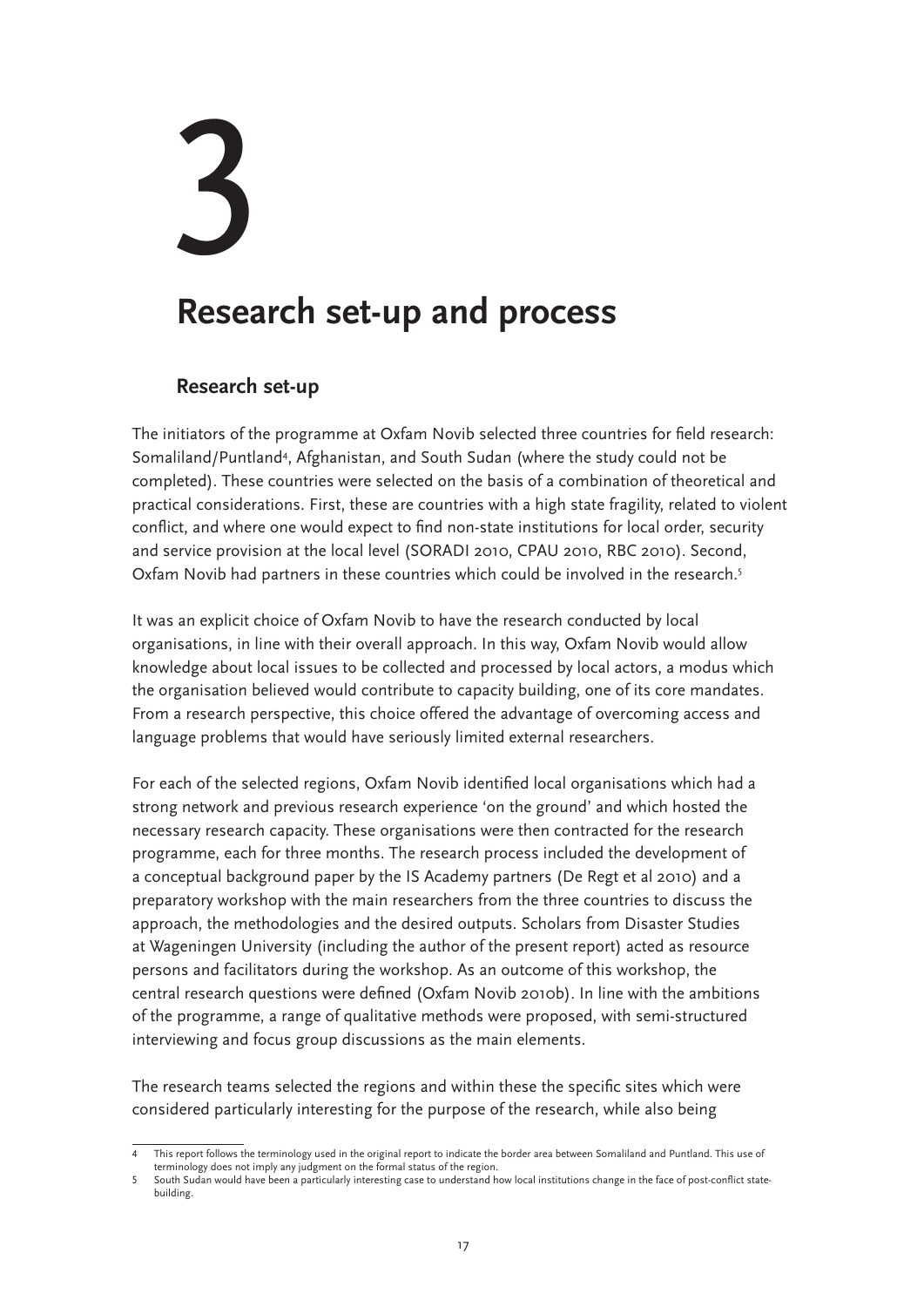# 3

# Research set-up and process

## Research set-up

The initiators of the programme at Oxfam Novib selected three countries for field research: Somaliland/Puntland[4], Afghanistan, and South Sudan (where the study could not be completed). These countries were selected on the basis of a combination of theoretical and practical considerations. First, these are countries with a high state fragility, related to violent conflict, and where one would expect to find non-state institutions for local order, security and service provision at the local level (SORADI 2010, CPAU 2010, RBC 2010). Second, Oxfam Novib had partners in these countries which could be involved in the research.[5]

It was an explicit choice of Oxfam Novib to have the research conducted by local organisations, in line with their overall approach. In this way, Oxfam Novib would allow knowledge about local issues to be collected and processed by local actors, a modus which the organisation believed would contribute to capacity building, one of its core mandates. From a research perspective, this choice offered the advantage of overcoming access and language problems that would have seriously limited external researchers.

For each of the selected regions, Oxfam Novib identified local organisations which had a strong network and previous research experience 'on the ground' and which hosted the necessary research capacity. These organisations were then contracted for the research programme, each for three months. The research process included the development of a conceptual background paper by the IS Academy partners (De Regt et al 2010) and a preparatory workshop with the main researchers from the three countries to discuss the approach, the methodologies and the desired outputs. Scholars from Disaster Studies at Wageningen University (including the author of the present report) acted as resource persons and facilitators during the workshop. As an outcome of this workshop, the central research questions were defined (Oxfam Novib 2010b). In line with the ambitions of the programme, a range of qualitative methods were proposed, with semi-structured interviewing and focus group discussions as the main elements.

The research teams selected the regions and within these the specific sites which were considered particularly interesting for the purpose of the research, while also being

---

4 This report follows the terminology used in the original report to indicate the border area between Somaliland and Puntland. This use of terminology does not imply any judgment on the formal status of the region.

5 South Sudan would have been a particularly interesting case to understand how local institutions change in the face of post-conflict state-building.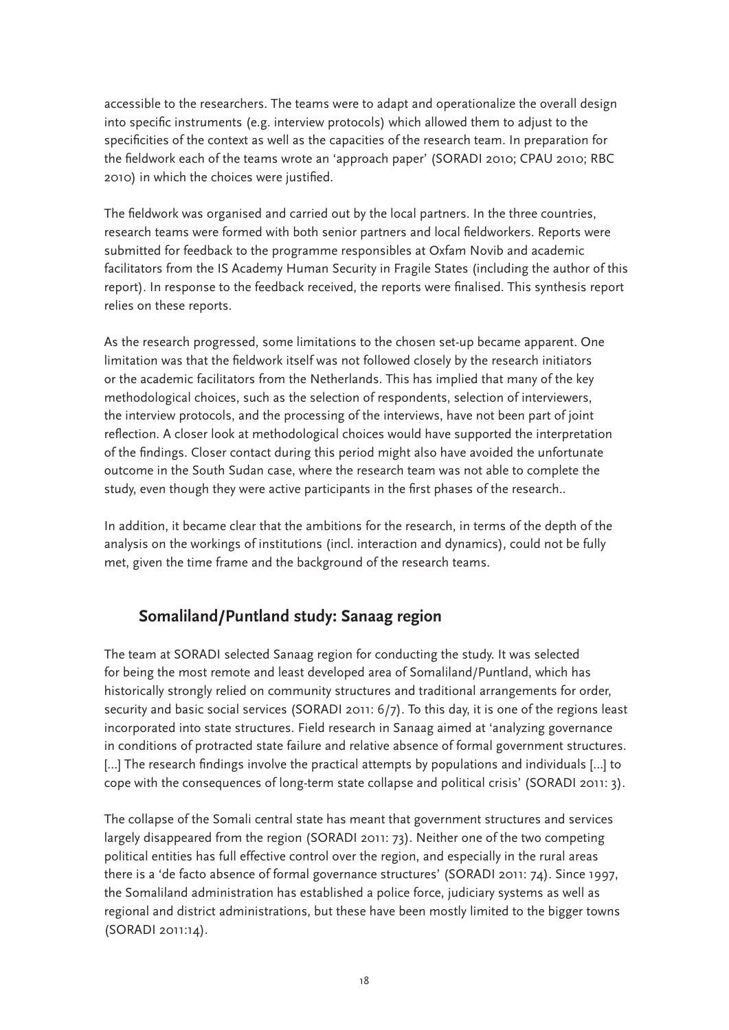accessible to the researchers. The teams were to adapt and operationalize the overall design into specific instruments (e.g. interview protocols) which allowed them to adjust to the specificities of the context as well as the capacities of the research team. In preparation for the fieldwork each of the teams wrote an 'approach paper' (SORADI 2010; CPAU 2010; RBC 2010) in which the choices were justified.

The fieldwork was organised and carried out by the local partners. In the three countries, research teams were formed with both senior partners and local fieldworkers. Reports were submitted for feedback to the programme responsibles at Oxfam Novib and academic facilitators from the IS Academy Human Security in Fragile States (including the author of this report). In response to the feedback received, the reports were finalised. This synthesis report relies on these reports.

As the research progressed, some limitations to the chosen set-up became apparent. One limitation was that the fieldwork itself was not followed closely by the research initiators or the academic facilitators from the Netherlands. This has implied that many of the key methodological choices, such as the selection of respondents, selection of interviewers, the interview protocols, and the processing of the interviews, have not been part of joint reflection. A closer look at methodological choices would have supported the interpretation of the findings. Closer contact during this period might also have avoided the unfortunate outcome in the South Sudan case, where the research team was not able to complete the study, even though they were active participants in the first phases of the research..

In addition, it became clear that the ambitions for the research, in terms of the depth of the analysis on the workings of institutions (incl. interaction and dynamics), could not be fully met, given the time frame and the background of the research teams.

## Somaliland/Puntland study: Sanaag region

The team at SORADI selected Sanaag region for conducting the study. It was selected for being the most remote and least developed area of Somaliland/Puntland, which has historically strongly relied on community structures and traditional arrangements for order, security and basic social services (SORADI 2011: 6/7). To this day, it is one of the regions least incorporated into state structures. Field research in Sanaag aimed at 'analyzing governance in conditions of protracted state failure and relative absence of formal government structures. [...] The research findings involve the practical attempts by populations and individuals [...] to cope with the consequences of long-term state collapse and political crisis' (SORADI 2011: 3).

The collapse of the Somali central state has meant that government structures and services largely disappeared from the region (SORADI 2011: 73). Neither one of the two competing political entities has full effective control over the region, and especially in the rural areas there is a 'de facto absence of formal governance structures' (SORADI 2011: 74). Since 1997, the Somaliland administration has established a police force, judiciary systems as well as regional and district administrations, but these have been mostly limited to the bigger towns (SORADI 2011:14).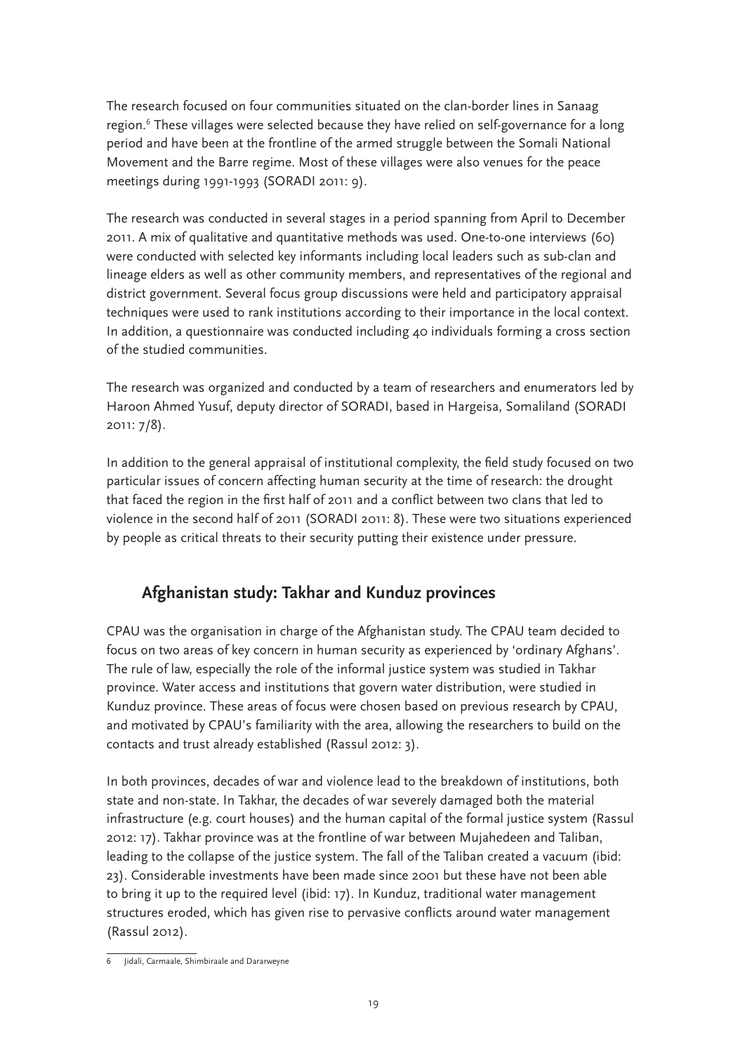The research focused on four communities situated on the clan-border lines in Sanaag region.[6] These villages were selected because they have relied on self-governance for a long period and have been at the frontline of the armed struggle between the Somali National Movement and the Barre regime. Most of these villages were also venues for the peace meetings during 1991-1993 (SORADI 2011: 9).

The research was conducted in several stages in a period spanning from April to December 2011. A mix of qualitative and quantitative methods was used. One-to-one interviews (60) were conducted with selected key informants including local leaders such as sub-clan and lineage elders as well as other community members, and representatives of the regional and district government. Several focus group discussions were held and participatory appraisal techniques were used to rank institutions according to their importance in the local context. In addition, a questionnaire was conducted including 40 individuals forming a cross section of the studied communities.

The research was organized and conducted by a team of researchers and enumerators led by Haroon Ahmed Yusuf, deputy director of SORADI, based in Hargeisa, Somaliland (SORADI 2011: 7/8).

In addition to the general appraisal of institutional complexity, the field study focused on two particular issues of concern affecting human security at the time of research: the drought that faced the region in the first half of 2011 and a conflict between two clans that led to violence in the second half of 2011 (SORADI 2011: 8). These were two situations experienced by people as critical threats to their security putting their existence under pressure.

## Afghanistan study: Takhar and Kunduz provinces

CPAU was the organisation in charge of the Afghanistan study. The CPAU team decided to focus on two areas of key concern in human security as experienced by 'ordinary Afghans'. The rule of law, especially the role of the informal justice system was studied in Takhar province. Water access and institutions that govern water distribution, were studied in Kunduz province. These areas of focus were chosen based on previous research by CPAU, and motivated by CPAU's familiarity with the area, allowing the researchers to build on the contacts and trust already established (Rassul 2012: 3).

In both provinces, decades of war and violence lead to the breakdown of institutions, both state and non-state. In Takhar, the decades of war severely damaged both the material infrastructure (e.g. court houses) and the human capital of the formal justice system (Rassul 2012: 17). Takhar province was at the frontline of war between Mujahedeen and Taliban, leading to the collapse of the justice system. The fall of the Taliban created a vacuum (ibid: 23). Considerable investments have been made since 2001 but these have not been able to bring it up to the required level (ibid: 17). In Kunduz, traditional water management structures eroded, which has given rise to pervasive conflicts around water management (Rassul 2012).

---

[6] Jidali, Carmaale, Shimbiraale and Dararweyne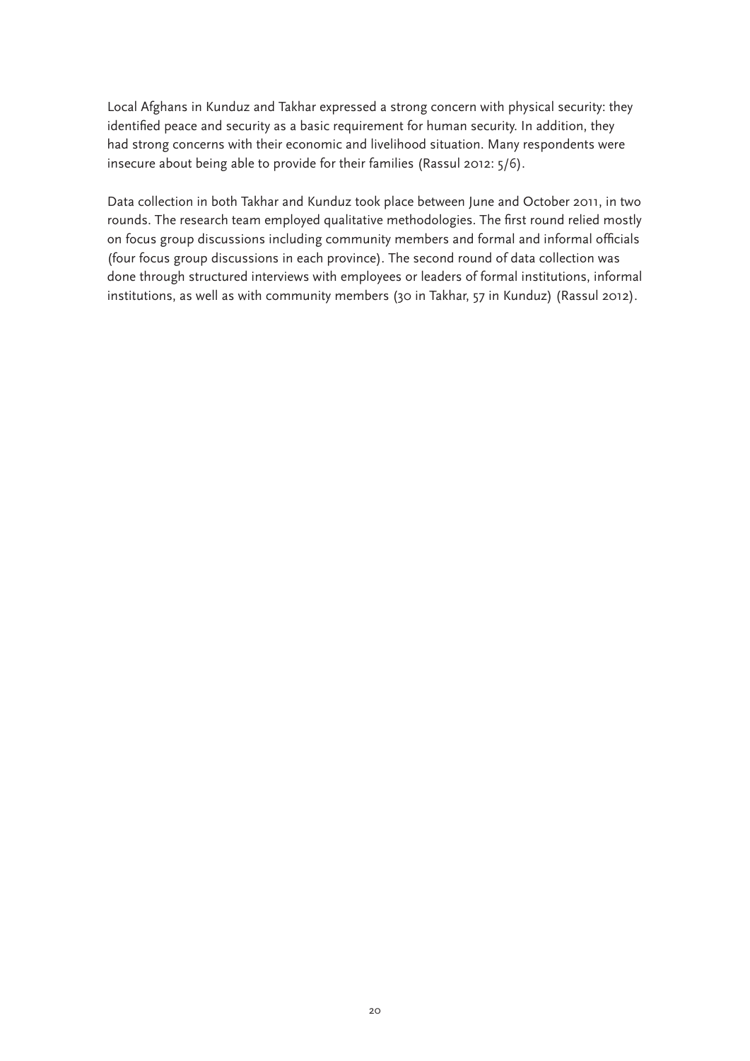Local Afghans in Kunduz and Takhar expressed a strong concern with physical security: they identified peace and security as a basic requirement for human security. In addition, they had strong concerns with their economic and livelihood situation. Many respondents were insecure about being able to provide for their families (Rassul 2012: 5/6).

Data collection in both Takhar and Kunduz took place between June and October 2011, in two rounds. The research team employed qualitative methodologies. The first round relied mostly on focus group discussions including community members and formal and informal officials (four focus group discussions in each province). The second round of data collection was done through structured interviews with employees or leaders of formal institutions, informal institutions, as well as with community members (30 in Takhar, 57 in Kunduz) (Rassul 2012).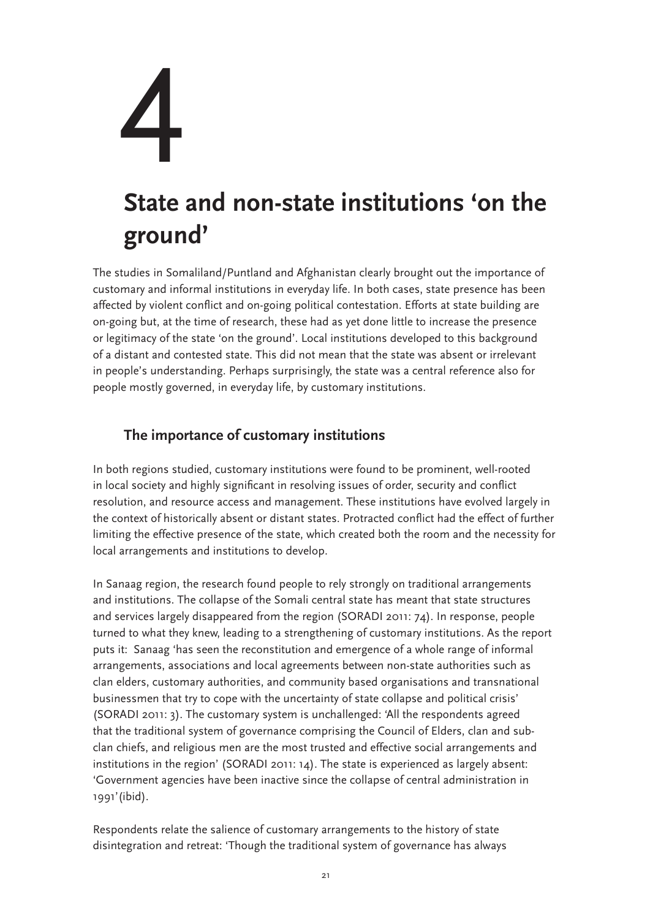# 4

# State and non-state institutions 'on the ground'

The studies in Somaliland/Puntland and Afghanistan clearly brought out the importance of customary and informal institutions in everyday life. In both cases, state presence has been affected by violent conflict and on-going political contestation. Efforts at state building are on-going but, at the time of research, these had as yet done little to increase the presence or legitimacy of the state 'on the ground'. Local institutions developed to this background of a distant and contested state. This did not mean that the state was absent or irrelevant in people's understanding. Perhaps surprisingly, the state was a central reference also for people mostly governed, in everyday life, by customary institutions.

## The importance of customary institutions

In both regions studied, customary institutions were found to be prominent, well-rooted in local society and highly significant in resolving issues of order, security and conflict resolution, and resource access and management. These institutions have evolved largely in the context of historically absent or distant states. Protracted conflict had the effect of further limiting the effective presence of the state, which created both the room and the necessity for local arrangements and institutions to develop.

In Sanaag region, the research found people to rely strongly on traditional arrangements and institutions. The collapse of the Somali central state has meant that state structures and services largely disappeared from the region (SORADI 2011: 74). In response, people turned to what they knew, leading to a strengthening of customary institutions. As the report puts it: Sanaag 'has seen the reconstitution and emergence of a whole range of informal arrangements, associations and local agreements between non-state authorities such as clan elders, customary authorities, and community based organisations and transnational businessmen that try to cope with the uncertainty of state collapse and political crisis' (SORADI 2011: 3). The customary system is unchallenged: 'All the respondents agreed that the traditional system of governance comprising the Council of Elders, clan and sub-clan chiefs, and religious men are the most trusted and effective social arrangements and institutions in the region' (SORADI 2011: 14). The state is experienced as largely absent: 'Government agencies have been inactive since the collapse of central administration in 1991'(ibid).

Respondents relate the salience of customary arrangements to the history of state disintegration and retreat: 'Though the traditional system of governance has always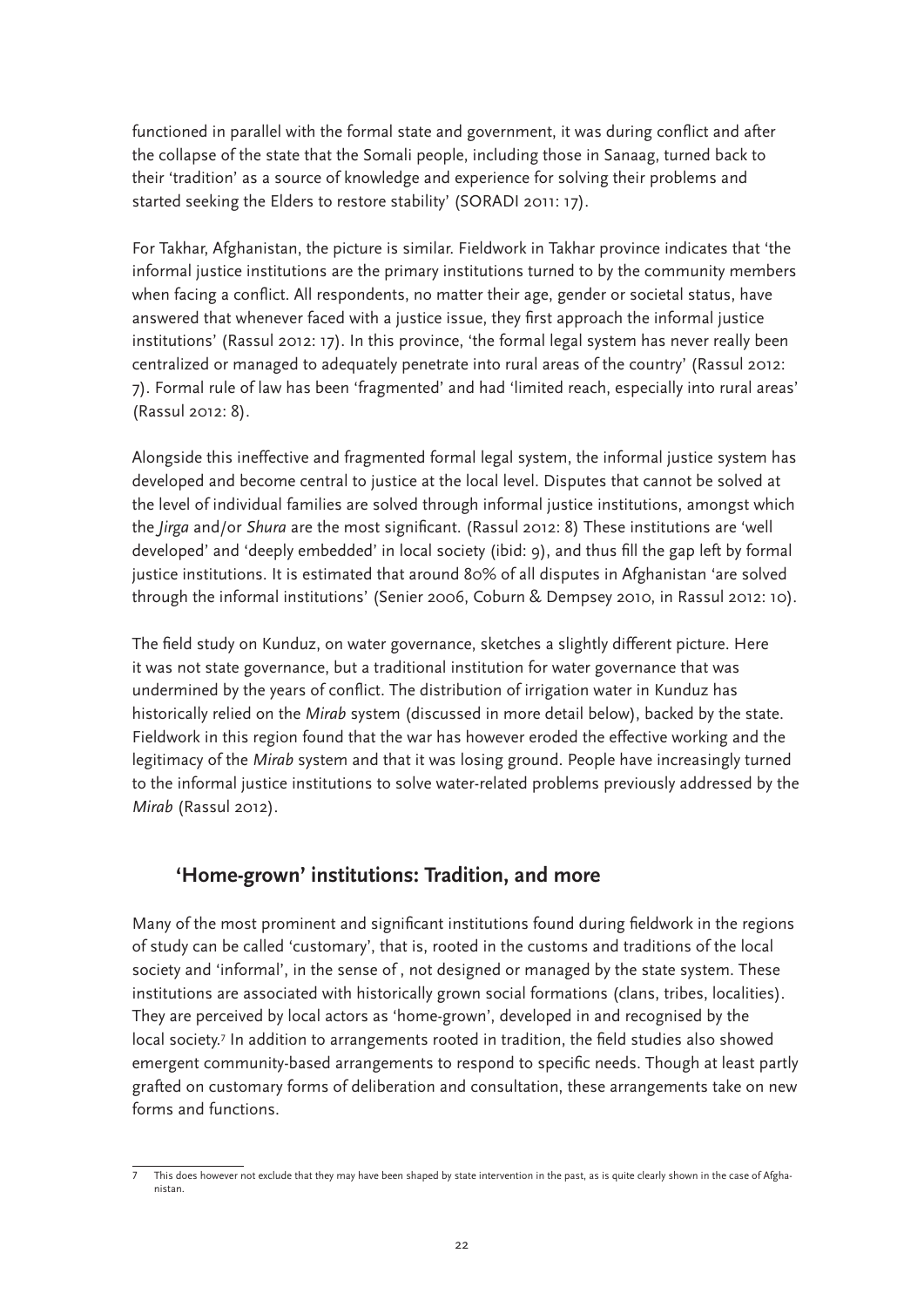functioned in parallel with the formal state and government, it was during conflict and after the collapse of the state that the Somali people, including those in Sanaag, turned back to their 'tradition' as a source of knowledge and experience for solving their problems and started seeking the Elders to restore stability' (SORADI 2011: 17).

For Takhar, Afghanistan, the picture is similar. Fieldwork in Takhar province indicates that 'the informal justice institutions are the primary institutions turned to by the community members when facing a conflict. All respondents, no matter their age, gender or societal status, have answered that whenever faced with a justice issue, they first approach the informal justice institutions' (Rassul 2012: 17). In this province, 'the formal legal system has never really been centralized or managed to adequately penetrate into rural areas of the country' (Rassul 2012: 7). Formal rule of law has been 'fragmented' and had 'limited reach, especially into rural areas' (Rassul 2012: 8).

Alongside this ineffective and fragmented formal legal system, the informal justice system has developed and become central to justice at the local level. Disputes that cannot be solved at the level of individual families are solved through informal justice institutions, amongst which the *Jirga* and/or *Shura* are the most significant. (Rassul 2012: 8) These institutions are 'well developed' and 'deeply embedded' in local society (ibid: 9), and thus fill the gap left by formal justice institutions. It is estimated that around 80% of all disputes in Afghanistan 'are solved through the informal institutions' (Senier 2006, Coburn & Dempsey 2010, in Rassul 2012: 10).

The field study on Kunduz, on water governance, sketches a slightly different picture. Here it was not state governance, but a traditional institution for water governance that was undermined by the years of conflict. The distribution of irrigation water in Kunduz has historically relied on the *Mirab* system (discussed in more detail below), backed by the state. Fieldwork in this region found that the war has however eroded the effective working and the legitimacy of the *Mirab* system and that it was losing ground. People have increasingly turned to the informal justice institutions to solve water-related problems previously addressed by the *Mirab* (Rassul 2012).

## 'Home-grown' institutions: Tradition, and more

Many of the most prominent and significant institutions found during fieldwork in the regions of study can be called 'customary', that is, rooted in the customs and traditions of the local society and 'informal', in the sense of , not designed or managed by the state system. These institutions are associated with historically grown social formations (clans, tribes, localities). They are perceived by local actors as 'home-grown', developed in and recognised by the local society.[7] In addition to arrangements rooted in tradition, the field studies also showed emergent community-based arrangements to respond to specific needs. Though at least partly grafted on customary forms of deliberation and consultation, these arrangements take on new forms and functions.

---

7 This does however not exclude that they may have been shaped by state intervention in the past, as is quite clearly shown in the case of Afghanistan.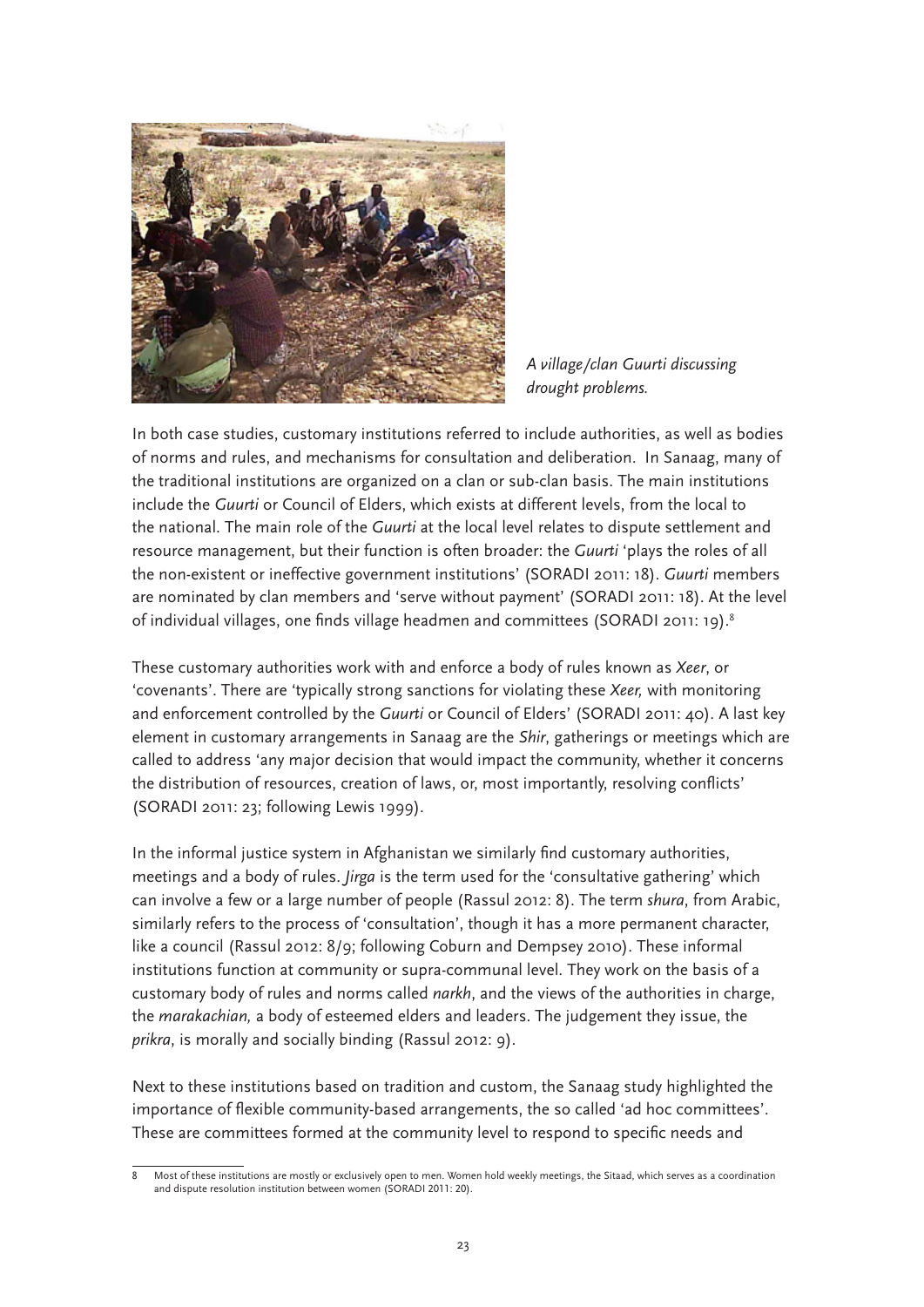*A village/clan Guurti discussing drought problems.*

In both case studies, customary institutions referred to include authorities, as well as bodies of norms and rules, and mechanisms for consultation and deliberation. In Sanaag, many of the traditional institutions are organized on a clan or sub-clan basis. The main institutions include the *Guurti* or Council of Elders, which exists at different levels, from the local to the national. The main role of the *Guurti* at the local level relates to dispute settlement and resource management, but their function is often broader: the *Guurti* 'plays the roles of all the non-existent or ineffective government institutions' (SORADI 2011: 18). *Guurti* members are nominated by clan members and 'serve without payment' (SORADI 2011: 18). At the level of individual villages, one finds village headmen and committees (SORADI 2011: 19).[8]

These customary authorities work with and enforce a body of rules known as *Xeer*, or 'covenants'. There are 'typically strong sanctions for violating these *Xeer,* with monitoring and enforcement controlled by the *Guurti* or Council of Elders' (SORADI 2011: 40). A last key element in customary arrangements in Sanaag are the *Shir*, gatherings or meetings which are called to address 'any major decision that would impact the community, whether it concerns the distribution of resources, creation of laws, or, most importantly, resolving conflicts' (SORADI 2011: 23; following Lewis 1999).

In the informal justice system in Afghanistan we similarly find customary authorities, meetings and a body of rules. *Jirga* is the term used for the 'consultative gathering' which can involve a few or a large number of people (Rassul 2012: 8). The term *shura*, from Arabic, similarly refers to the process of 'consultation', though it has a more permanent character, like a council (Rassul 2012: 8/9; following Coburn and Dempsey 2010). These informal institutions function at community or supra-communal level. They work on the basis of a customary body of rules and norms called *narkh*, and the views of the authorities in charge, the *marakachian,* a body of esteemed elders and leaders. The judgement they issue, the *prikra*, is morally and socially binding (Rassul 2012: 9).

Next to these institutions based on tradition and custom, the Sanaag study highlighted the importance of flexible community-based arrangements, the so called 'ad hoc committees'. These are committees formed at the community level to respond to specific needs and

---

8 Most of these institutions are mostly or exclusively open to men. Women hold weekly meetings, the Sitaad, which serves as a coordination and dispute resolution institution between women (SORADI 2011: 20).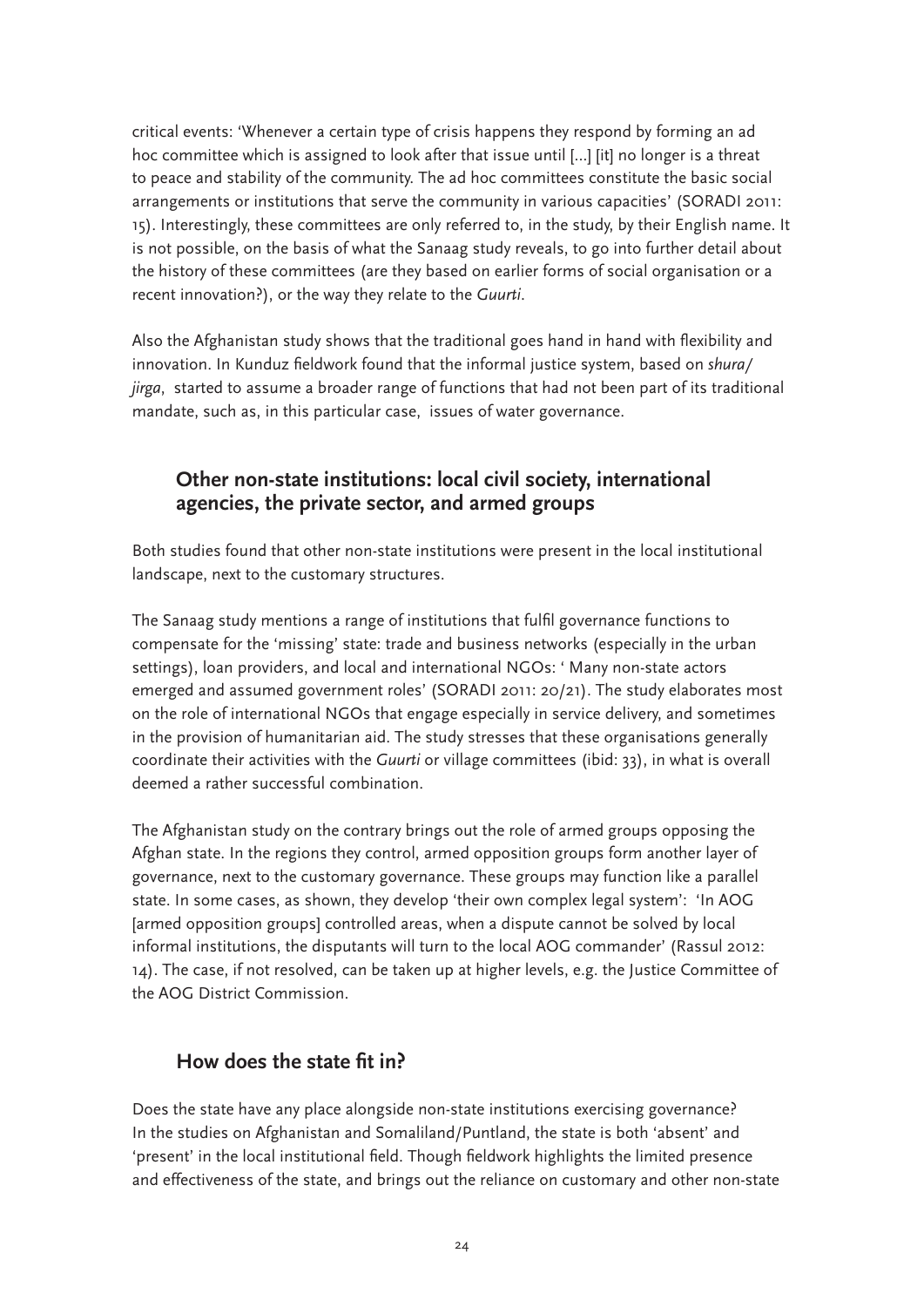critical events: 'Whenever a certain type of crisis happens they respond by forming an ad hoc committee which is assigned to look after that issue until [...] [it] no longer is a threat to peace and stability of the community. The ad hoc committees constitute the basic social arrangements or institutions that serve the community in various capacities' (SORADI 2011: 15). Interestingly, these committees are only referred to, in the study, by their English name. It is not possible, on the basis of what the Sanaag study reveals, to go into further detail about the history of these committees (are they based on earlier forms of social organisation or a recent innovation?), or the way they relate to the *Guurti*.

Also the Afghanistan study shows that the traditional goes hand in hand with flexibility and innovation. In Kunduz fieldwork found that the informal justice system, based on *shura/ jirga*, started to assume a broader range of functions that had not been part of its traditional mandate, such as, in this particular case, issues of water governance.

## Other non-state institutions: local civil society, international agencies, the private sector, and armed groups

Both studies found that other non-state institutions were present in the local institutional landscape, next to the customary structures.

The Sanaag study mentions a range of institutions that fulfil governance functions to compensate for the 'missing' state: trade and business networks (especially in the urban settings), loan providers, and local and international NGOs: ' Many non-state actors emerged and assumed government roles' (SORADI 2011: 20/21). The study elaborates most on the role of international NGOs that engage especially in service delivery, and sometimes in the provision of humanitarian aid. The study stresses that these organisations generally coordinate their activities with the *Guurti* or village committees (ibid: 33), in what is overall deemed a rather successful combination.

The Afghanistan study on the contrary brings out the role of armed groups opposing the Afghan state. In the regions they control, armed opposition groups form another layer of governance, next to the customary governance. These groups may function like a parallel state. In some cases, as shown, they develop 'their own complex legal system': 'In AOG [armed opposition groups] controlled areas, when a dispute cannot be solved by local informal institutions, the disputants will turn to the local AOG commander' (Rassul 2012: 14). The case, if not resolved, can be taken up at higher levels, e.g. the Justice Committee of the AOG District Commission.

## How does the state fit in?

Does the state have any place alongside non-state institutions exercising governance? In the studies on Afghanistan and Somaliland/Puntland, the state is both 'absent' and 'present' in the local institutional field. Though fieldwork highlights the limited presence and effectiveness of the state, and brings out the reliance on customary and other non-state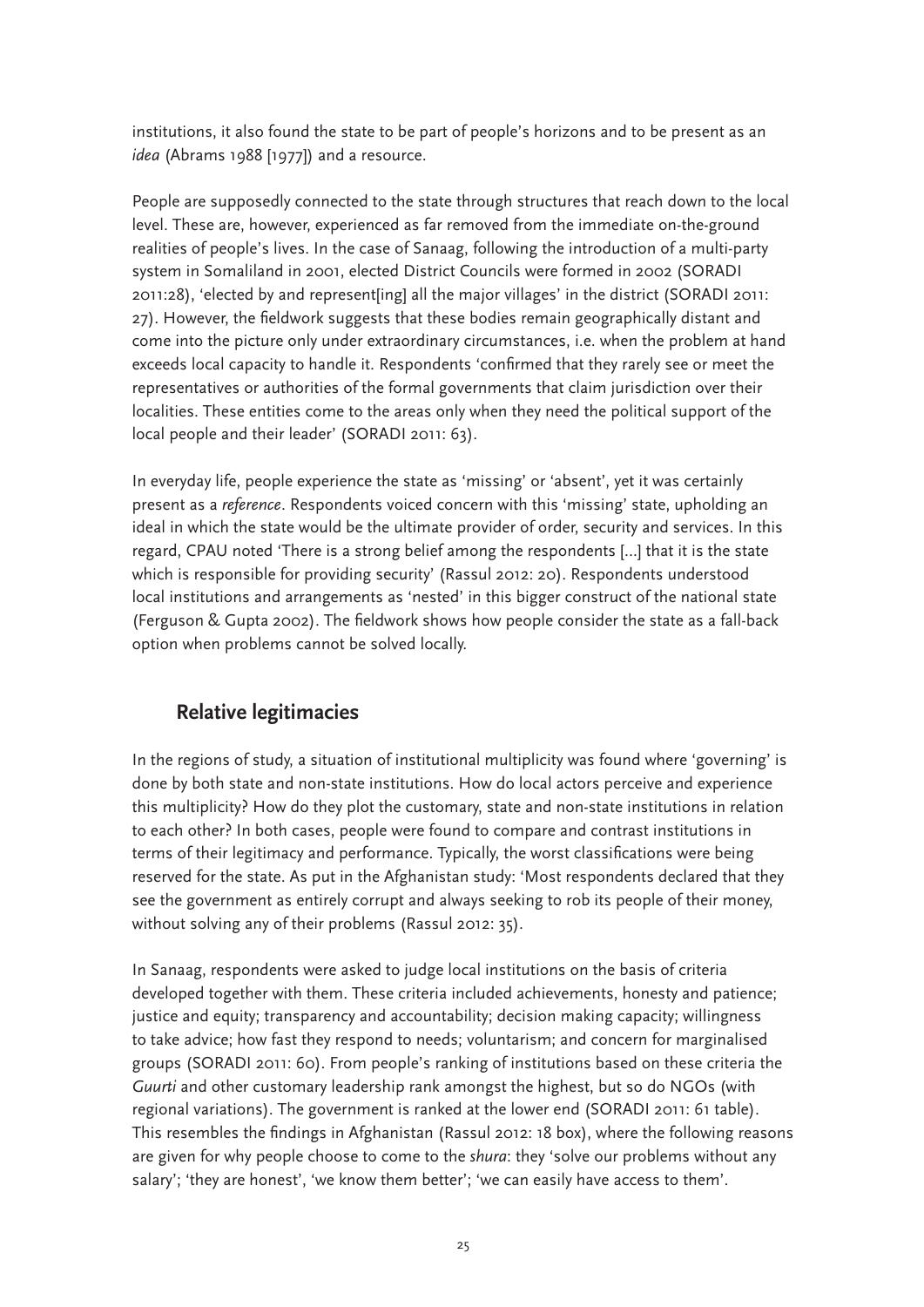institutions, it also found the state to be part of people's horizons and to be present as an *idea* (Abrams 1988 [1977]) and a resource.

People are supposedly connected to the state through structures that reach down to the local level. These are, however, experienced as far removed from the immediate on-the-ground realities of people's lives. In the case of Sanaag, following the introduction of a multi-party system in Somaliland in 2001, elected District Councils were formed in 2002 (SORADI 2011:28), 'elected by and represent[ing] all the major villages' in the district (SORADI 2011: 27). However, the fieldwork suggests that these bodies remain geographically distant and come into the picture only under extraordinary circumstances, i.e. when the problem at hand exceeds local capacity to handle it. Respondents 'confirmed that they rarely see or meet the representatives or authorities of the formal governments that claim jurisdiction over their localities. These entities come to the areas only when they need the political support of the local people and their leader' (SORADI 2011: 63).

In everyday life, people experience the state as 'missing' or 'absent', yet it was certainly present as a *reference*. Respondents voiced concern with this 'missing' state, upholding an ideal in which the state would be the ultimate provider of order, security and services. In this regard, CPAU noted 'There is a strong belief among the respondents [...] that it is the state which is responsible for providing security' (Rassul 2012: 20). Respondents understood local institutions and arrangements as 'nested' in this bigger construct of the national state (Ferguson & Gupta 2002). The fieldwork shows how people consider the state as a fall-back option when problems cannot be solved locally.

## Relative legitimacies

In the regions of study, a situation of institutional multiplicity was found where 'governing' is done by both state and non-state institutions. How do local actors perceive and experience this multiplicity? How do they plot the customary, state and non-state institutions in relation to each other? In both cases, people were found to compare and contrast institutions in terms of their legitimacy and performance. Typically, the worst classifications were being reserved for the state. As put in the Afghanistan study: 'Most respondents declared that they see the government as entirely corrupt and always seeking to rob its people of their money, without solving any of their problems (Rassul 2012: 35).

In Sanaag, respondents were asked to judge local institutions on the basis of criteria developed together with them. These criteria included achievements, honesty and patience; justice and equity; transparency and accountability; decision making capacity; willingness to take advice; how fast they respond to needs; voluntarism; and concern for marginalised groups (SORADI 2011: 60). From people's ranking of institutions based on these criteria the *Guurti* and other customary leadership rank amongst the highest, but so do NGOs (with regional variations). The government is ranked at the lower end (SORADI 2011: 61 table). This resembles the findings in Afghanistan (Rassul 2012: 18 box), where the following reasons are given for why people choose to come to the *shura*: they 'solve our problems without any salary'; 'they are honest', 'we know them better'; 'we can easily have access to them'.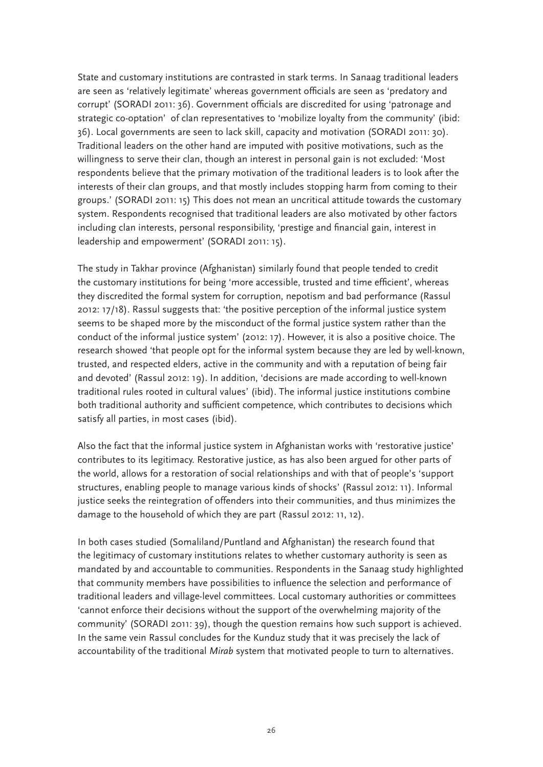State and customary institutions are contrasted in stark terms. In Sanaag traditional leaders are seen as 'relatively legitimate' whereas government officials are seen as 'predatory and corrupt' (SORADI 2011: 36). Government officials are discredited for using 'patronage and strategic co-optation' of clan representatives to 'mobilize loyalty from the community' (ibid: 36). Local governments are seen to lack skill, capacity and motivation (SORADI 2011: 30). Traditional leaders on the other hand are imputed with positive motivations, such as the willingness to serve their clan, though an interest in personal gain is not excluded: 'Most respondents believe that the primary motivation of the traditional leaders is to look after the interests of their clan groups, and that mostly includes stopping harm from coming to their groups.' (SORADI 2011: 15) This does not mean an uncritical attitude towards the customary system. Respondents recognised that traditional leaders are also motivated by other factors including clan interests, personal responsibility, 'prestige and financial gain, interest in leadership and empowerment' (SORADI 2011: 15).

The study in Takhar province (Afghanistan) similarly found that people tended to credit the customary institutions for being 'more accessible, trusted and time efficient', whereas they discredited the formal system for corruption, nepotism and bad performance (Rassul 2012: 17/18). Rassul suggests that: 'the positive perception of the informal justice system seems to be shaped more by the misconduct of the formal justice system rather than the conduct of the informal justice system' (2012: 17). However, it is also a positive choice. The research showed 'that people opt for the informal system because they are led by well-known, trusted, and respected elders, active in the community and with a reputation of being fair and devoted' (Rassul 2012: 19). In addition, 'decisions are made according to well-known traditional rules rooted in cultural values' (ibid). The informal justice institutions combine both traditional authority and sufficient competence, which contributes to decisions which satisfy all parties, in most cases (ibid).

Also the fact that the informal justice system in Afghanistan works with 'restorative justice' contributes to its legitimacy. Restorative justice, as has also been argued for other parts of the world, allows for a restoration of social relationships and with that of people's 'support structures, enabling people to manage various kinds of shocks' (Rassul 2012: 11). Informal justice seeks the reintegration of offenders into their communities, and thus minimizes the damage to the household of which they are part (Rassul 2012: 11, 12).

In both cases studied (Somaliland/Puntland and Afghanistan) the research found that the legitimacy of customary institutions relates to whether customary authority is seen as mandated by and accountable to communities. Respondents in the Sanaag study highlighted that community members have possibilities to influence the selection and performance of traditional leaders and village-level committees. Local customary authorities or committees 'cannot enforce their decisions without the support of the overwhelming majority of the community' (SORADI 2011: 39), though the question remains how such support is achieved. In the same vein Rassul concludes for the Kunduz study that it was precisely the lack of accountability of the traditional *Mirab* system that motivated people to turn to alternatives.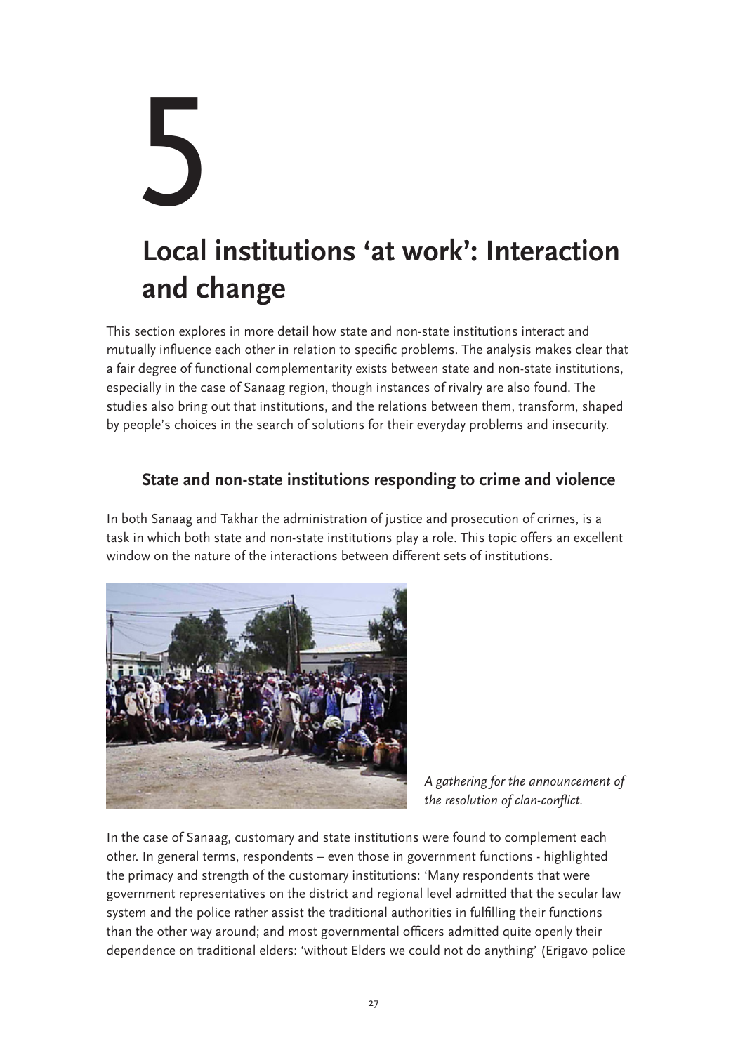# 5

# Local institutions 'at work': Interaction and change

This section explores in more detail how state and non-state institutions interact and mutually influence each other in relation to specific problems. The analysis makes clear that a fair degree of functional complementarity exists between state and non-state institutions, especially in the case of Sanaag region, though instances of rivalry are also found. The studies also bring out that institutions, and the relations between them, transform, shaped by people's choices in the search of solutions for their everyday problems and insecurity.

## State and non-state institutions responding to crime and violence

In both Sanaag and Takhar the administration of justice and prosecution of crimes, is a task in which both state and non-state institutions play a role. This topic offers an excellent window on the nature of the interactions between different sets of institutions.

*A gathering for the announcement of the resolution of clan-conflict.*

In the case of Sanaag, customary and state institutions were found to complement each other. In general terms, respondents – even those in government functions - highlighted the primacy and strength of the customary institutions: 'Many respondents that were government representatives on the district and regional level admitted that the secular law system and the police rather assist the traditional authorities in fulfilling their functions than the other way around; and most governmental officers admitted quite openly their dependence on traditional elders: 'without Elders we could not do anything' (Erigavo police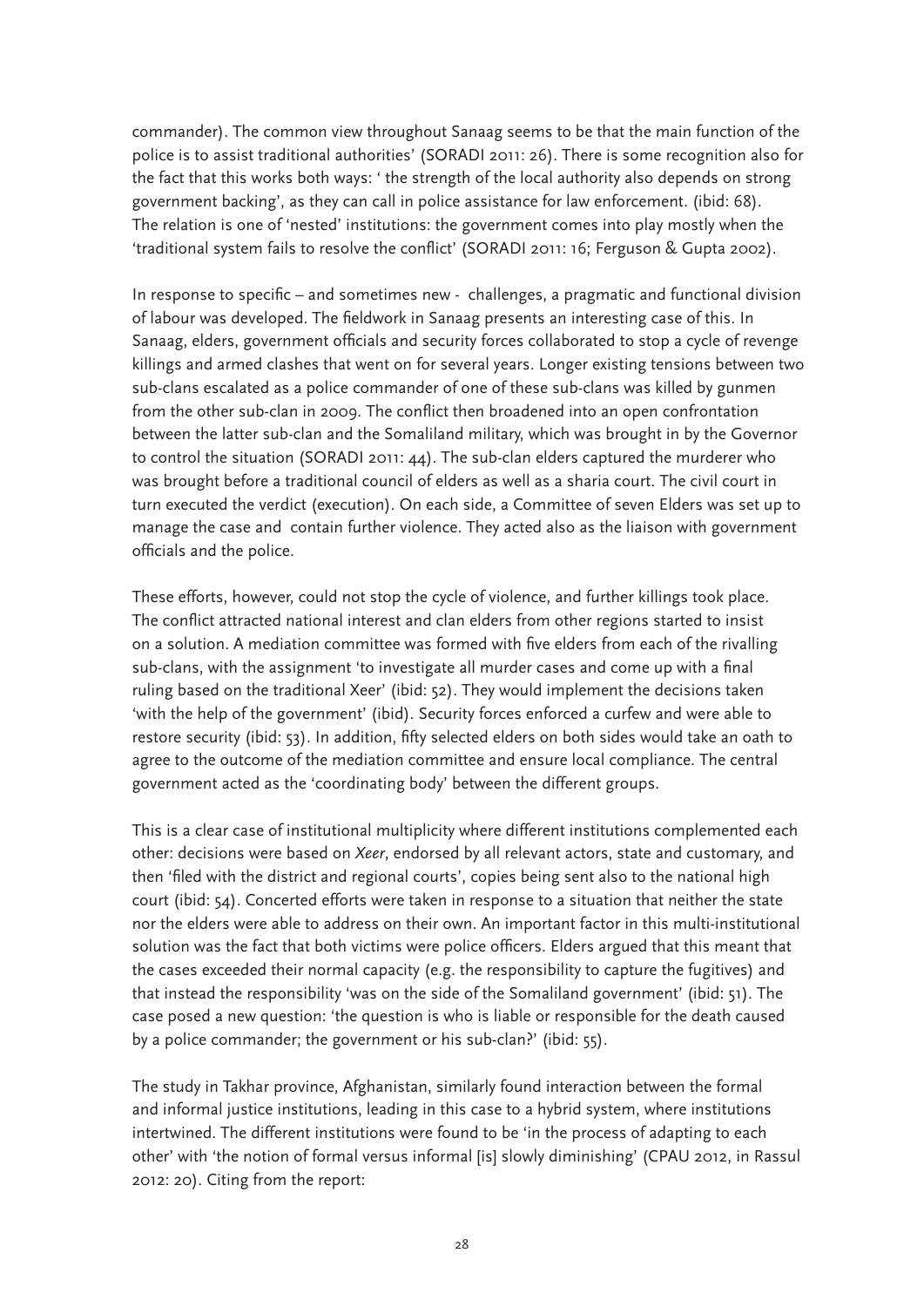commander). The common view throughout Sanaag seems to be that the main function of the police is to assist traditional authorities' (SORADI 2011: 26). There is some recognition also for the fact that this works both ways: ' the strength of the local authority also depends on strong government backing', as they can call in police assistance for law enforcement. (ibid: 68). The relation is one of 'nested' institutions: the government comes into play mostly when the 'traditional system fails to resolve the conflict' (SORADI 2011: 16; Ferguson & Gupta 2002).

In response to specific – and sometimes new - challenges, a pragmatic and functional division of labour was developed. The fieldwork in Sanaag presents an interesting case of this. In Sanaag, elders, government officials and security forces collaborated to stop a cycle of revenge killings and armed clashes that went on for several years. Longer existing tensions between two sub-clans escalated as a police commander of one of these sub-clans was killed by gunmen from the other sub-clan in 2009. The conflict then broadened into an open confrontation between the latter sub-clan and the Somaliland military, which was brought in by the Governor to control the situation (SORADI 2011: 44). The sub-clan elders captured the murderer who was brought before a traditional council of elders as well as a sharia court. The civil court in turn executed the verdict (execution). On each side, a Committee of seven Elders was set up to manage the case and contain further violence. They acted also as the liaison with government officials and the police.

These efforts, however, could not stop the cycle of violence, and further killings took place. The conflict attracted national interest and clan elders from other regions started to insist on a solution. A mediation committee was formed with five elders from each of the rivalling sub-clans, with the assignment 'to investigate all murder cases and come up with a final ruling based on the traditional Xeer' (ibid: 52). They would implement the decisions taken 'with the help of the government' (ibid). Security forces enforced a curfew and were able to restore security (ibid: 53). In addition, fifty selected elders on both sides would take an oath to agree to the outcome of the mediation committee and ensure local compliance. The central government acted as the 'coordinating body' between the different groups.

This is a clear case of institutional multiplicity where different institutions complemented each other: decisions were based on *Xeer*, endorsed by all relevant actors, state and customary, and then 'filed with the district and regional courts', copies being sent also to the national high court (ibid: 54). Concerted efforts were taken in response to a situation that neither the state nor the elders were able to address on their own. An important factor in this multi-institutional solution was the fact that both victims were police officers. Elders argued that this meant that the cases exceeded their normal capacity (e.g. the responsibility to capture the fugitives) and that instead the responsibility 'was on the side of the Somaliland government' (ibid: 51). The case posed a new question: 'the question is who is liable or responsible for the death caused by a police commander; the government or his sub-clan?' (ibid: 55).

The study in Takhar province, Afghanistan, similarly found interaction between the formal and informal justice institutions, leading in this case to a hybrid system, where institutions intertwined. The different institutions were found to be 'in the process of adapting to each other' with 'the notion of formal versus informal [is] slowly diminishing' (CPAU 2012, in Rassul 2012: 20). Citing from the report: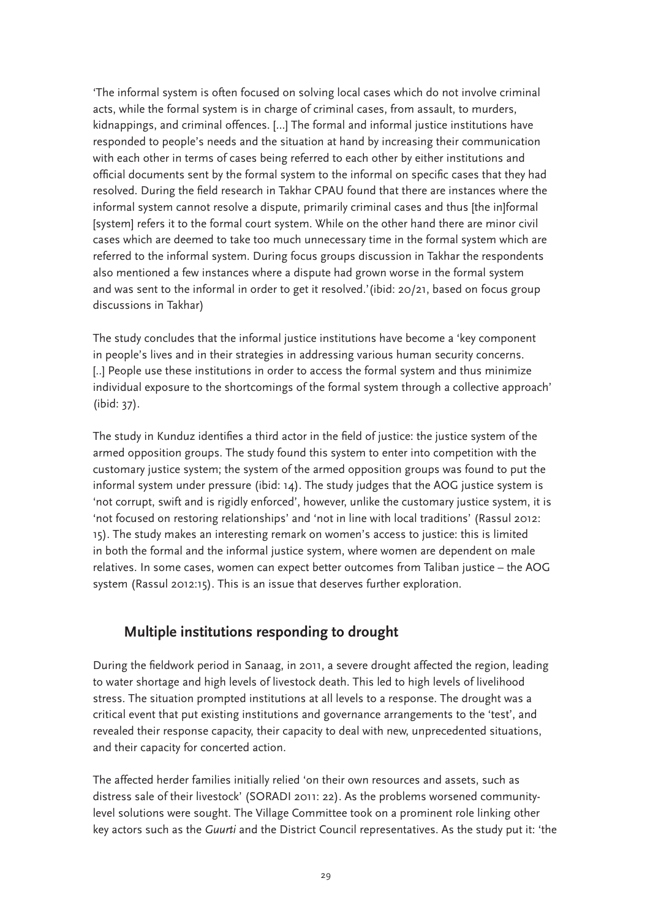'The informal system is often focused on solving local cases which do not involve criminal acts, while the formal system is in charge of criminal cases, from assault, to murders, kidnappings, and criminal offences. [...] The formal and informal justice institutions have responded to people's needs and the situation at hand by increasing their communication with each other in terms of cases being referred to each other by either institutions and official documents sent by the formal system to the informal on specific cases that they had resolved. During the field research in Takhar CPAU found that there are instances where the informal system cannot resolve a dispute, primarily criminal cases and thus [the in]formal [system] refers it to the formal court system. While on the other hand there are minor civil cases which are deemed to take too much unnecessary time in the formal system which are referred to the informal system. During focus groups discussion in Takhar the respondents also mentioned a few instances where a dispute had grown worse in the formal system and was sent to the informal in order to get it resolved.'(ibid: 20/21, based on focus group discussions in Takhar)

The study concludes that the informal justice institutions have become a 'key component in people's lives and in their strategies in addressing various human security concerns. [..] People use these institutions in order to access the formal system and thus minimize individual exposure to the shortcomings of the formal system through a collective approach' (ibid: 37).

The study in Kunduz identifies a third actor in the field of justice: the justice system of the armed opposition groups. The study found this system to enter into competition with the customary justice system; the system of the armed opposition groups was found to put the informal system under pressure (ibid: 14). The study judges that the AOG justice system is 'not corrupt, swift and is rigidly enforced', however, unlike the customary justice system, it is 'not focused on restoring relationships' and 'not in line with local traditions' (Rassul 2012: 15). The study makes an interesting remark on women's access to justice: this is limited in both the formal and the informal justice system, where women are dependent on male relatives. In some cases, women can expect better outcomes from Taliban justice – the AOG system (Rassul 2012:15). This is an issue that deserves further exploration.

## Multiple institutions responding to drought

During the fieldwork period in Sanaag, in 2011, a severe drought affected the region, leading to water shortage and high levels of livestock death. This led to high levels of livelihood stress. The situation prompted institutions at all levels to a response. The drought was a critical event that put existing institutions and governance arrangements to the 'test', and revealed their response capacity, their capacity to deal with new, unprecedented situations, and their capacity for concerted action.

The affected herder families initially relied 'on their own resources and assets, such as distress sale of their livestock' (SORADI 2011: 22). As the problems worsened community-level solutions were sought. The Village Committee took on a prominent role linking other key actors such as the *Guurti* and the District Council representatives. As the study put it: 'the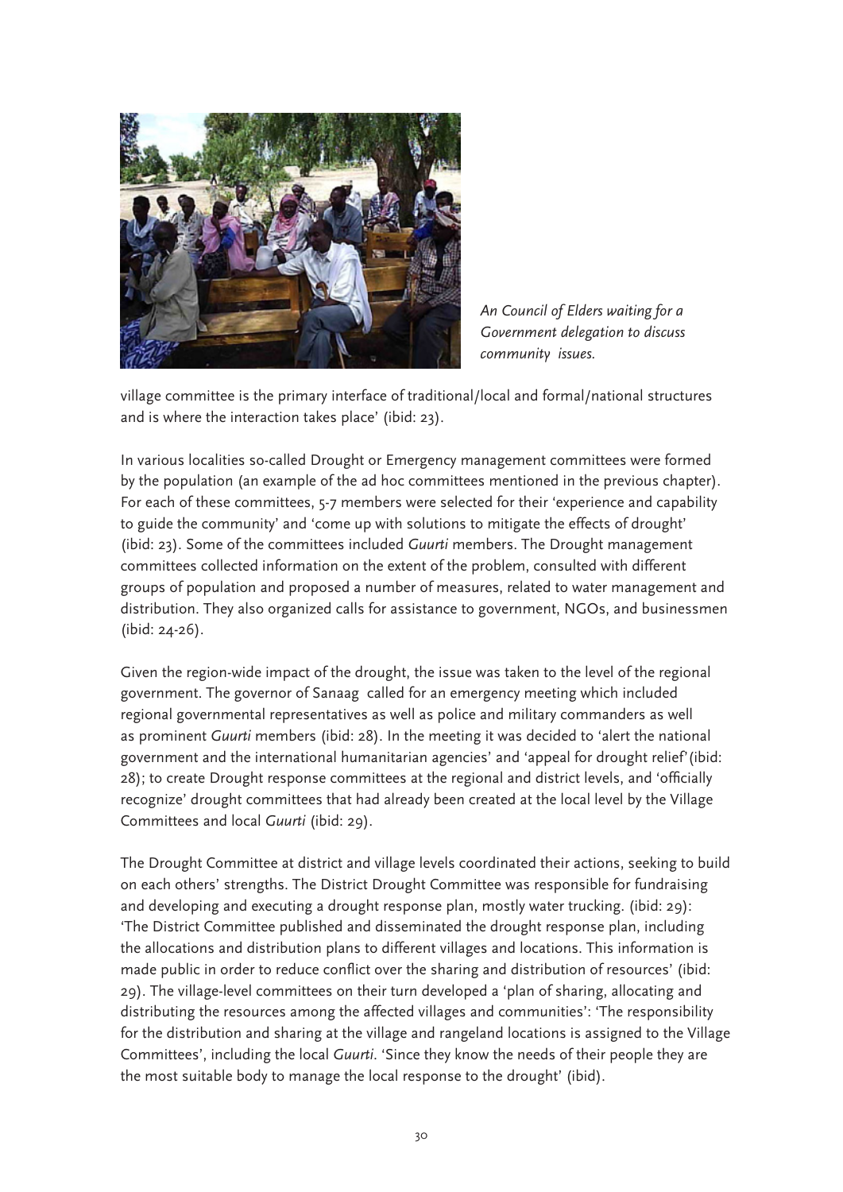*An Council of Elders waiting for a Government delegation to discuss community issues.*

village committee is the primary interface of traditional/local and formal/national structures and is where the interaction takes place' (ibid: 23).

In various localities so-called Drought or Emergency management committees were formed by the population (an example of the ad hoc committees mentioned in the previous chapter). For each of these committees, 5-7 members were selected for their 'experience and capability to guide the community' and 'come up with solutions to mitigate the effects of drought' (ibid: 23). Some of the committees included *Guurti* members. The Drought management committees collected information on the extent of the problem, consulted with different groups of population and proposed a number of measures, related to water management and distribution. They also organized calls for assistance to government, NGOs, and businessmen (ibid: 24-26).

Given the region-wide impact of the drought, the issue was taken to the level of the regional government. The governor of Sanaag called for an emergency meeting which included regional governmental representatives as well as police and military commanders as well as prominent *Guurti* members (ibid: 28). In the meeting it was decided to 'alert the national government and the international humanitarian agencies' and 'appeal for drought relief'(ibid: 28); to create Drought response committees at the regional and district levels, and 'officially recognize' drought committees that had already been created at the local level by the Village Committees and local *Guurti* (ibid: 29).

The Drought Committee at district and village levels coordinated their actions, seeking to build on each others' strengths. The District Drought Committee was responsible for fundraising and developing and executing a drought response plan, mostly water trucking. (ibid: 29): 'The District Committee published and disseminated the drought response plan, including the allocations and distribution plans to different villages and locations. This information is made public in order to reduce conflict over the sharing and distribution of resources' (ibid: 29). The village-level committees on their turn developed a 'plan of sharing, allocating and distributing the resources among the affected villages and communities': 'The responsibility for the distribution and sharing at the village and rangeland locations is assigned to the Village Committees', including the local *Guurti*. 'Since they know the needs of their people they are the most suitable body to manage the local response to the drought' (ibid).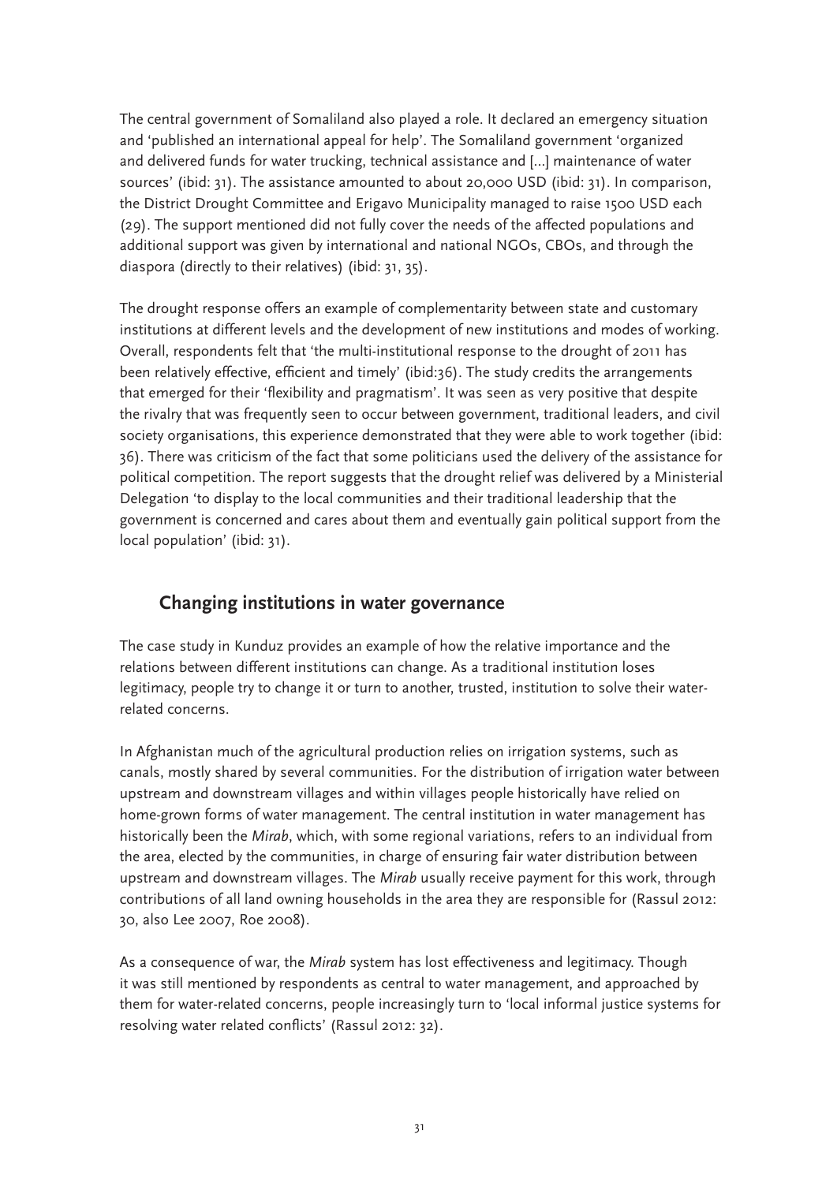The central government of Somaliland also played a role. It declared an emergency situation and 'published an international appeal for help'. The Somaliland government 'organized and delivered funds for water trucking, technical assistance and [...] maintenance of water sources' (ibid: 31). The assistance amounted to about 20,000 USD (ibid: 31). In comparison, the District Drought Committee and Erigavo Municipality managed to raise 1500 USD each (29). The support mentioned did not fully cover the needs of the affected populations and additional support was given by international and national NGOs, CBOs, and through the diaspora (directly to their relatives) (ibid: 31, 35).

The drought response offers an example of complementarity between state and customary institutions at different levels and the development of new institutions and modes of working. Overall, respondents felt that 'the multi-institutional response to the drought of 2011 has been relatively effective, efficient and timely' (ibid:36). The study credits the arrangements that emerged for their 'flexibility and pragmatism'. It was seen as very positive that despite the rivalry that was frequently seen to occur between government, traditional leaders, and civil society organisations, this experience demonstrated that they were able to work together (ibid: 36). There was criticism of the fact that some politicians used the delivery of the assistance for political competition. The report suggests that the drought relief was delivered by a Ministerial Delegation 'to display to the local communities and their traditional leadership that the government is concerned and cares about them and eventually gain political support from the local population' (ibid: 31).

## Changing institutions in water governance

The case study in Kunduz provides an example of how the relative importance and the relations between different institutions can change. As a traditional institution loses legitimacy, people try to change it or turn to another, trusted, institution to solve their water-related concerns.

In Afghanistan much of the agricultural production relies on irrigation systems, such as canals, mostly shared by several communities. For the distribution of irrigation water between upstream and downstream villages and within villages people historically have relied on home-grown forms of water management. The central institution in water management has historically been the *Mirab*, which, with some regional variations, refers to an individual from the area, elected by the communities, in charge of ensuring fair water distribution between upstream and downstream villages. The *Mirab* usually receive payment for this work, through contributions of all land owning households in the area they are responsible for (Rassul 2012: 30, also Lee 2007, Roe 2008).

As a consequence of war, the *Mirab* system has lost effectiveness and legitimacy. Though it was still mentioned by respondents as central to water management, and approached by them for water-related concerns, people increasingly turn to 'local informal justice systems for resolving water related conflicts' (Rassul 2012: 32).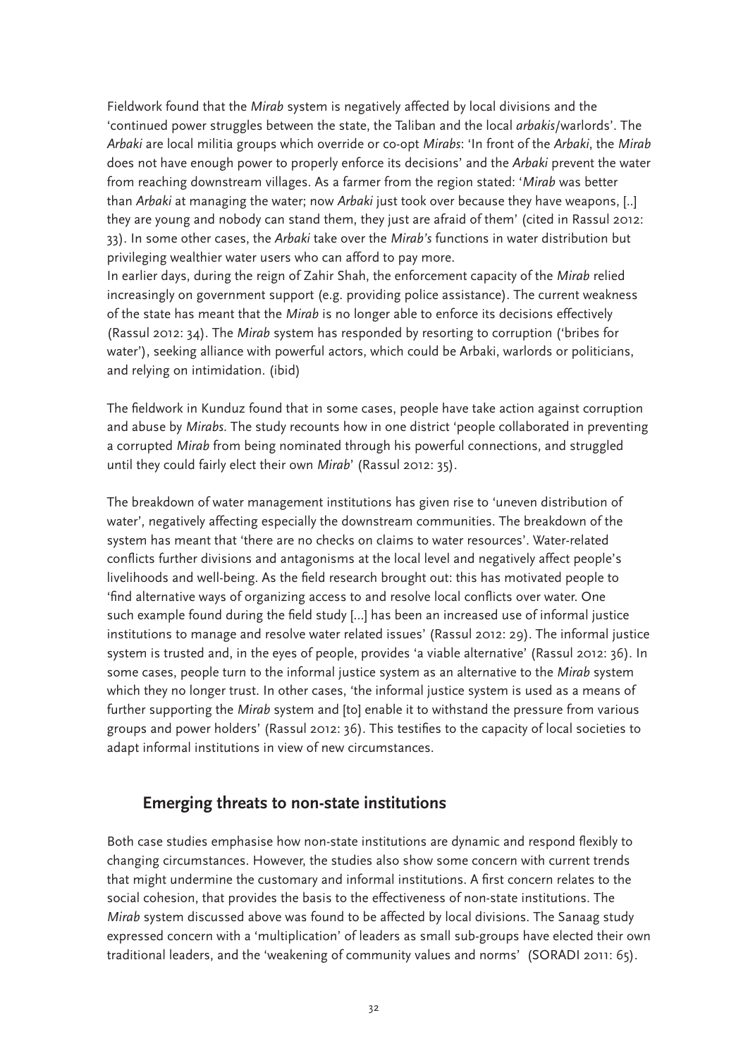Fieldwork found that the *Mirab* system is negatively affected by local divisions and the 'continued power struggles between the state, the Taliban and the local *arbakis*/warlords'. The *Arbaki* are local militia groups which override or co-opt *Mirabs*: 'In front of the *Arbaki*, the *Mirab* does not have enough power to properly enforce its decisions' and the *Arbaki* prevent the water from reaching downstream villages. As a farmer from the region stated: '*Mirab* was better than *Arbaki* at managing the water; now *Arbaki* just took over because they have weapons, [..] they are young and nobody can stand them, they just are afraid of them' (cited in Rassul 2012: 33). In some other cases, the *Arbaki* take over the *Mirab's* functions in water distribution but privileging wealthier water users who can afford to pay more.
In earlier days, during the reign of Zahir Shah, the enforcement capacity of the *Mirab* relied increasingly on government support (e.g. providing police assistance). The current weakness of the state has meant that the *Mirab* is no longer able to enforce its decisions effectively (Rassul 2012: 34). The *Mirab* system has responded by resorting to corruption ('bribes for water'), seeking alliance with powerful actors, which could be Arbaki, warlords or politicians, and relying on intimidation. (ibid)

The fieldwork in Kunduz found that in some cases, people have take action against corruption and abuse by *Mirabs*. The study recounts how in one district 'people collaborated in preventing a corrupted *Mirab* from being nominated through his powerful connections, and struggled until they could fairly elect their own *Mirab*' (Rassul 2012: 35).

The breakdown of water management institutions has given rise to 'uneven distribution of water', negatively affecting especially the downstream communities. The breakdown of the system has meant that 'there are no checks on claims to water resources'. Water-related conflicts further divisions and antagonisms at the local level and negatively affect people's livelihoods and well-being. As the field research brought out: this has motivated people to 'find alternative ways of organizing access to and resolve local conflicts over water. One such example found during the field study [...] has been an increased use of informal justice institutions to manage and resolve water related issues' (Rassul 2012: 29). The informal justice system is trusted and, in the eyes of people, provides 'a viable alternative' (Rassul 2012: 36). In some cases, people turn to the informal justice system as an alternative to the *Mirab* system which they no longer trust. In other cases, 'the informal justice system is used as a means of further supporting the *Mirab* system and [to] enable it to withstand the pressure from various groups and power holders' (Rassul 2012: 36). This testifies to the capacity of local societies to adapt informal institutions in view of new circumstances.

## Emerging threats to non-state institutions

Both case studies emphasise how non-state institutions are dynamic and respond flexibly to changing circumstances. However, the studies also show some concern with current trends that might undermine the customary and informal institutions. A first concern relates to the social cohesion, that provides the basis to the effectiveness of non-state institutions. The *Mirab* system discussed above was found to be affected by local divisions. The Sanaag study expressed concern with a 'multiplication' of leaders as small sub-groups have elected their own traditional leaders, and the 'weakening of community values and norms' (SORADI 2011: 65).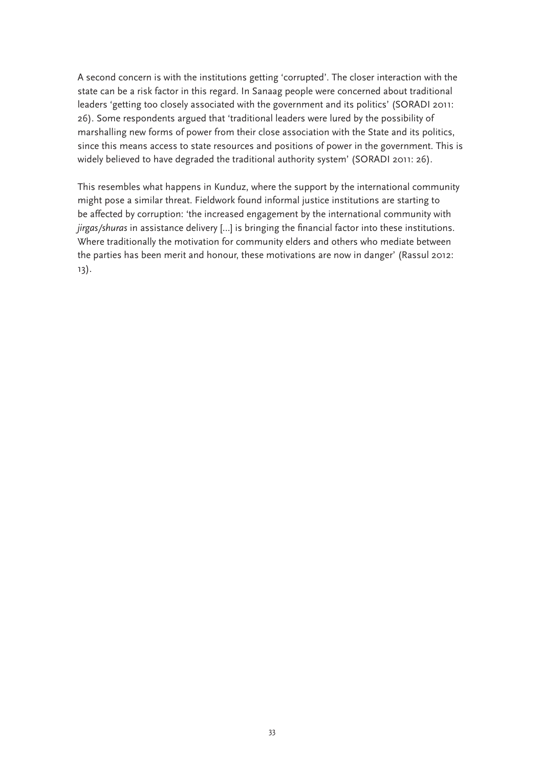A second concern is with the institutions getting 'corrupted'. The closer interaction with the state can be a risk factor in this regard. In Sanaag people were concerned about traditional leaders 'getting too closely associated with the government and its politics' (SORADI 2011: 26). Some respondents argued that 'traditional leaders were lured by the possibility of marshalling new forms of power from their close association with the State and its politics, since this means access to state resources and positions of power in the government. This is widely believed to have degraded the traditional authority system' (SORADI 2011: 26).

This resembles what happens in Kunduz, where the support by the international community might pose a similar threat. Fieldwork found informal justice institutions are starting to be affected by corruption: 'the increased engagement by the international community with *jirgas/shuras* in assistance delivery [...] is bringing the financial factor into these institutions. Where traditionally the motivation for community elders and others who mediate between the parties has been merit and honour, these motivations are now in danger' (Rassul 2012: 13).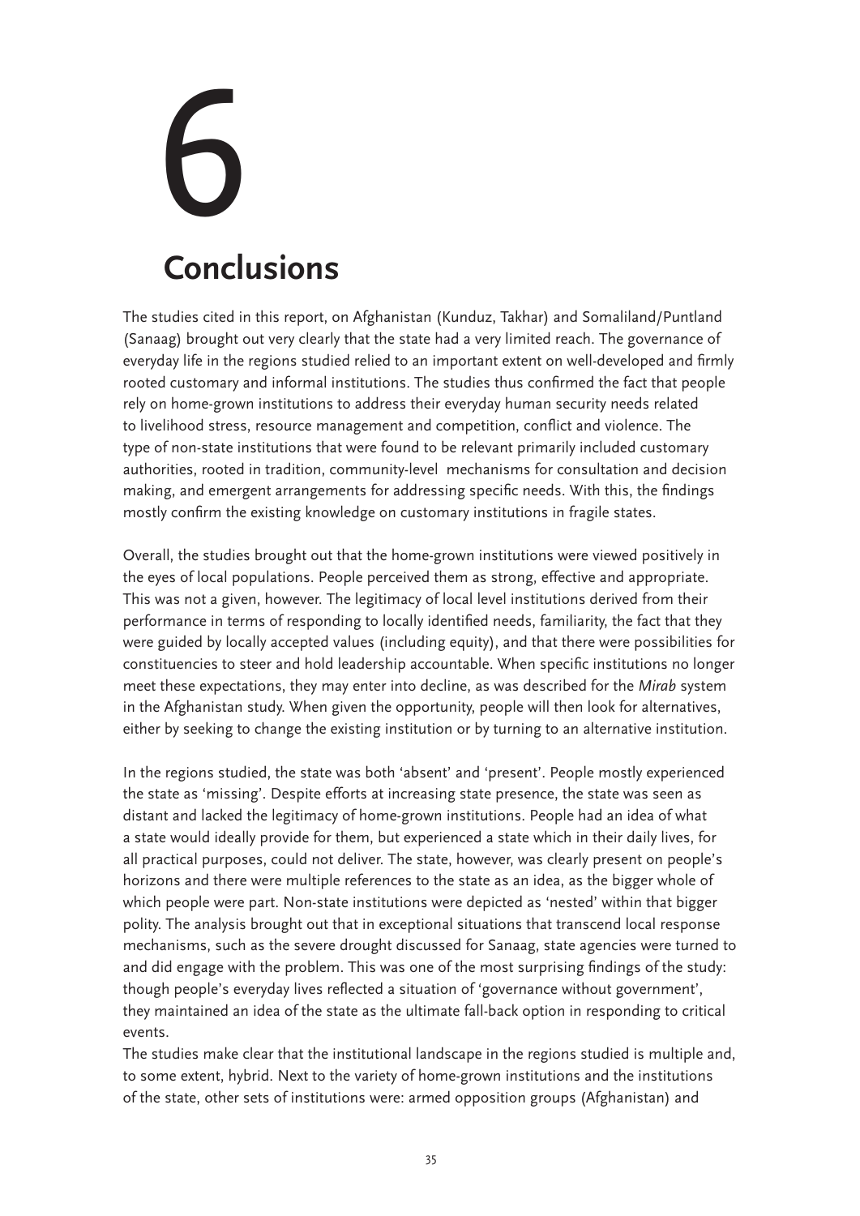# 6

# Conclusions

The studies cited in this report, on Afghanistan (Kunduz, Takhar) and Somaliland/Puntland (Sanaag) brought out very clearly that the state had a very limited reach. The governance of everyday life in the regions studied relied to an important extent on well-developed and firmly rooted customary and informal institutions. The studies thus confirmed the fact that people rely on home-grown institutions to address their everyday human security needs related to livelihood stress, resource management and competition, conflict and violence. The type of non-state institutions that were found to be relevant primarily included customary authorities, rooted in tradition, community-level mechanisms for consultation and decision making, and emergent arrangements for addressing specific needs. With this, the findings mostly confirm the existing knowledge on customary institutions in fragile states.

Overall, the studies brought out that the home-grown institutions were viewed positively in the eyes of local populations. People perceived them as strong, effective and appropriate. This was not a given, however. The legitimacy of local level institutions derived from their performance in terms of responding to locally identified needs, familiarity, the fact that they were guided by locally accepted values (including equity), and that there were possibilities for constituencies to steer and hold leadership accountable. When specific institutions no longer meet these expectations, they may enter into decline, as was described for the *Mirab* system in the Afghanistan study. When given the opportunity, people will then look for alternatives, either by seeking to change the existing institution or by turning to an alternative institution.

In the regions studied, the state was both 'absent' and 'present'. People mostly experienced the state as 'missing'. Despite efforts at increasing state presence, the state was seen as distant and lacked the legitimacy of home-grown institutions. People had an idea of what a state would ideally provide for them, but experienced a state which in their daily lives, for all practical purposes, could not deliver. The state, however, was clearly present on people's horizons and there were multiple references to the state as an idea, as the bigger whole of which people were part. Non-state institutions were depicted as 'nested' within that bigger polity. The analysis brought out that in exceptional situations that transcend local response mechanisms, such as the severe drought discussed for Sanaag, state agencies were turned to and did engage with the problem. This was one of the most surprising findings of the study: though people's everyday lives reflected a situation of 'governance without government', they maintained an idea of the state as the ultimate fall-back option in responding to critical events.

The studies make clear that the institutional landscape in the regions studied is multiple and, to some extent, hybrid. Next to the variety of home-grown institutions and the institutions of the state, other sets of institutions were: armed opposition groups (Afghanistan) and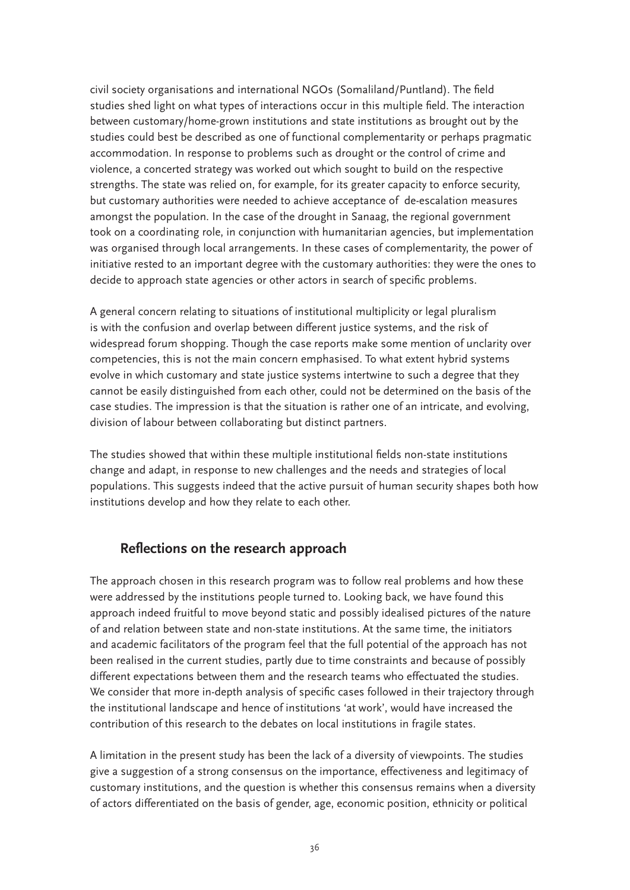civil society organisations and international NGOs (Somaliland/Puntland). The field studies shed light on what types of interactions occur in this multiple field. The interaction between customary/home-grown institutions and state institutions as brought out by the studies could best be described as one of functional complementarity or perhaps pragmatic accommodation. In response to problems such as drought or the control of crime and violence, a concerted strategy was worked out which sought to build on the respective strengths. The state was relied on, for example, for its greater capacity to enforce security, but customary authorities were needed to achieve acceptance of de-escalation measures amongst the population. In the case of the drought in Sanaag, the regional government took on a coordinating role, in conjunction with humanitarian agencies, but implementation was organised through local arrangements. In these cases of complementarity, the power of initiative rested to an important degree with the customary authorities: they were the ones to decide to approach state agencies or other actors in search of specific problems.

A general concern relating to situations of institutional multiplicity or legal pluralism is with the confusion and overlap between different justice systems, and the risk of widespread forum shopping. Though the case reports make some mention of unclarity over competencies, this is not the main concern emphasised. To what extent hybrid systems evolve in which customary and state justice systems intertwine to such a degree that they cannot be easily distinguished from each other, could not be determined on the basis of the case studies. The impression is that the situation is rather one of an intricate, and evolving, division of labour between collaborating but distinct partners.

The studies showed that within these multiple institutional fields non-state institutions change and adapt, in response to new challenges and the needs and strategies of local populations. This suggests indeed that the active pursuit of human security shapes both how institutions develop and how they relate to each other.

## Reflections on the research approach

The approach chosen in this research program was to follow real problems and how these were addressed by the institutions people turned to. Looking back, we have found this approach indeed fruitful to move beyond static and possibly idealised pictures of the nature of and relation between state and non-state institutions. At the same time, the initiators and academic facilitators of the program feel that the full potential of the approach has not been realised in the current studies, partly due to time constraints and because of possibly different expectations between them and the research teams who effectuated the studies. We consider that more in-depth analysis of specific cases followed in their trajectory through the institutional landscape and hence of institutions 'at work', would have increased the contribution of this research to the debates on local institutions in fragile states.

A limitation in the present study has been the lack of a diversity of viewpoints. The studies give a suggestion of a strong consensus on the importance, effectiveness and legitimacy of customary institutions, and the question is whether this consensus remains when a diversity of actors differentiated on the basis of gender, age, economic position, ethnicity or political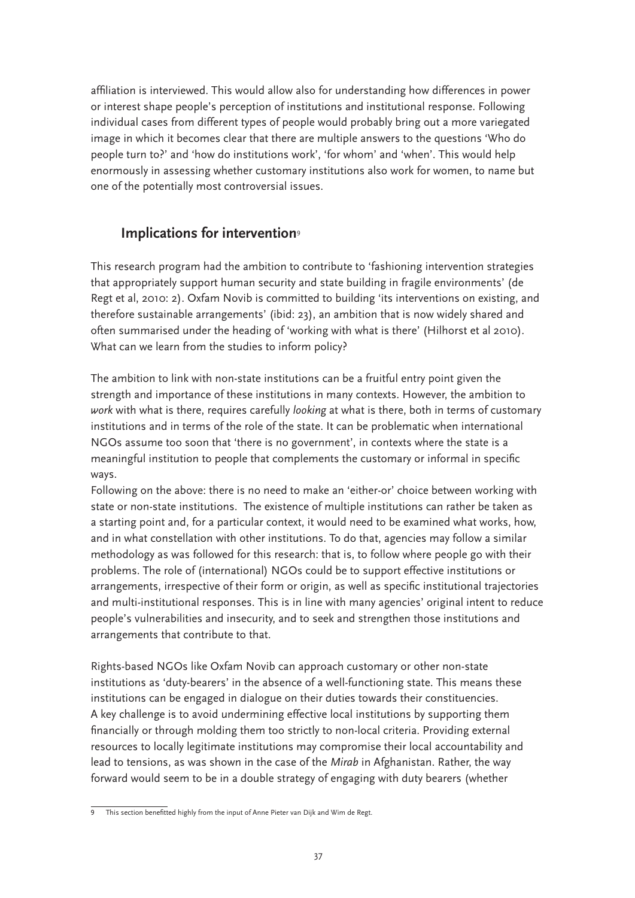affiliation is interviewed. This would allow also for understanding how differences in power or interest shape people's perception of institutions and institutional response. Following individual cases from different types of people would probably bring out a more variegated image in which it becomes clear that there are multiple answers to the questions 'Who do people turn to?' and 'how do institutions work', 'for whom' and 'when'. This would help enormously in assessing whether customary institutions also work for women, to name but one of the potentially most controversial issues.

## Implications for intervention[9]

This research program had the ambition to contribute to 'fashioning intervention strategies that appropriately support human security and state building in fragile environments' (de Regt et al, 2010: 2). Oxfam Novib is committed to building 'its interventions on existing, and therefore sustainable arrangements' (ibid: 23), an ambition that is now widely shared and often summarised under the heading of 'working with what is there' (Hilhorst et al 2010). What can we learn from the studies to inform policy?

The ambition to link with non-state institutions can be a fruitful entry point given the strength and importance of these institutions in many contexts. However, the ambition to *work* with what is there, requires carefully *looking* at what is there, both in terms of customary institutions and in terms of the role of the state. It can be problematic when international NGOs assume too soon that 'there is no government', in contexts where the state is a meaningful institution to people that complements the customary or informal in specific ways.

Following on the above: there is no need to make an 'either-or' choice between working with state or non-state institutions. The existence of multiple institutions can rather be taken as a starting point and, for a particular context, it would need to be examined what works, how, and in what constellation with other institutions. To do that, agencies may follow a similar methodology as was followed for this research: that is, to follow where people go with their problems. The role of (international) NGOs could be to support effective institutions or arrangements, irrespective of their form or origin, as well as specific institutional trajectories and multi-institutional responses. This is in line with many agencies' original intent to reduce people's vulnerabilities and insecurity, and to seek and strengthen those institutions and arrangements that contribute to that.

Rights-based NGOs like Oxfam Novib can approach customary or other non-state institutions as 'duty-bearers' in the absence of a well-functioning state. This means these institutions can be engaged in dialogue on their duties towards their constituencies. A key challenge is to avoid undermining effective local institutions by supporting them financially or through molding them too strictly to non-local criteria. Providing external resources to locally legitimate institutions may compromise their local accountability and lead to tensions, as was shown in the case of the *Mirab* in Afghanistan. Rather, the way forward would seem to be in a double strategy of engaging with duty bearers (whether

---

9 This section benefitted highly from the input of Anne Pieter van Dijk and Wim de Regt.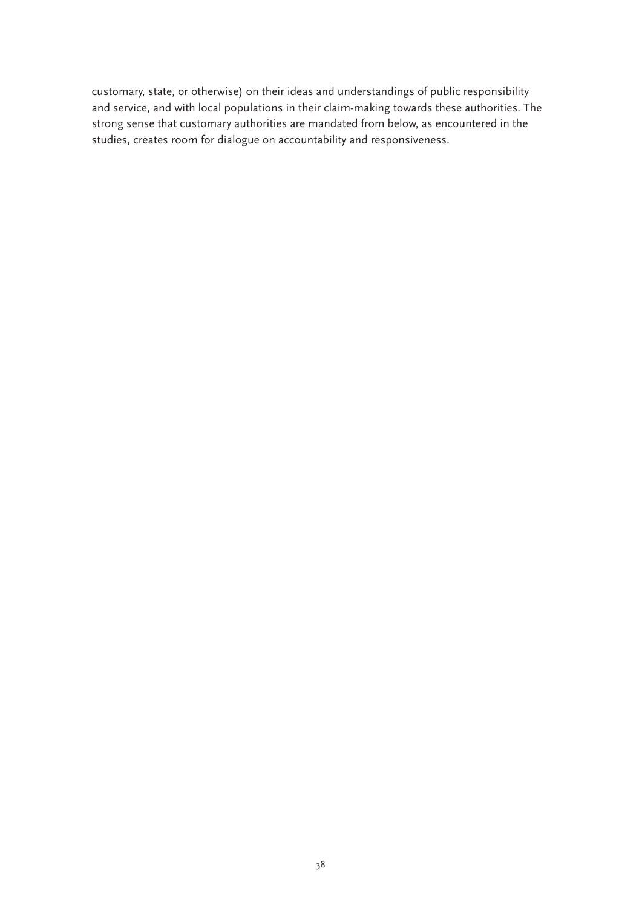customary, state, or otherwise) on their ideas and understandings of public responsibility and service, and with local populations in their claim-making towards these authorities. The strong sense that customary authorities are mandated from below, as encountered in the studies, creates room for dialogue on accountability and responsiveness.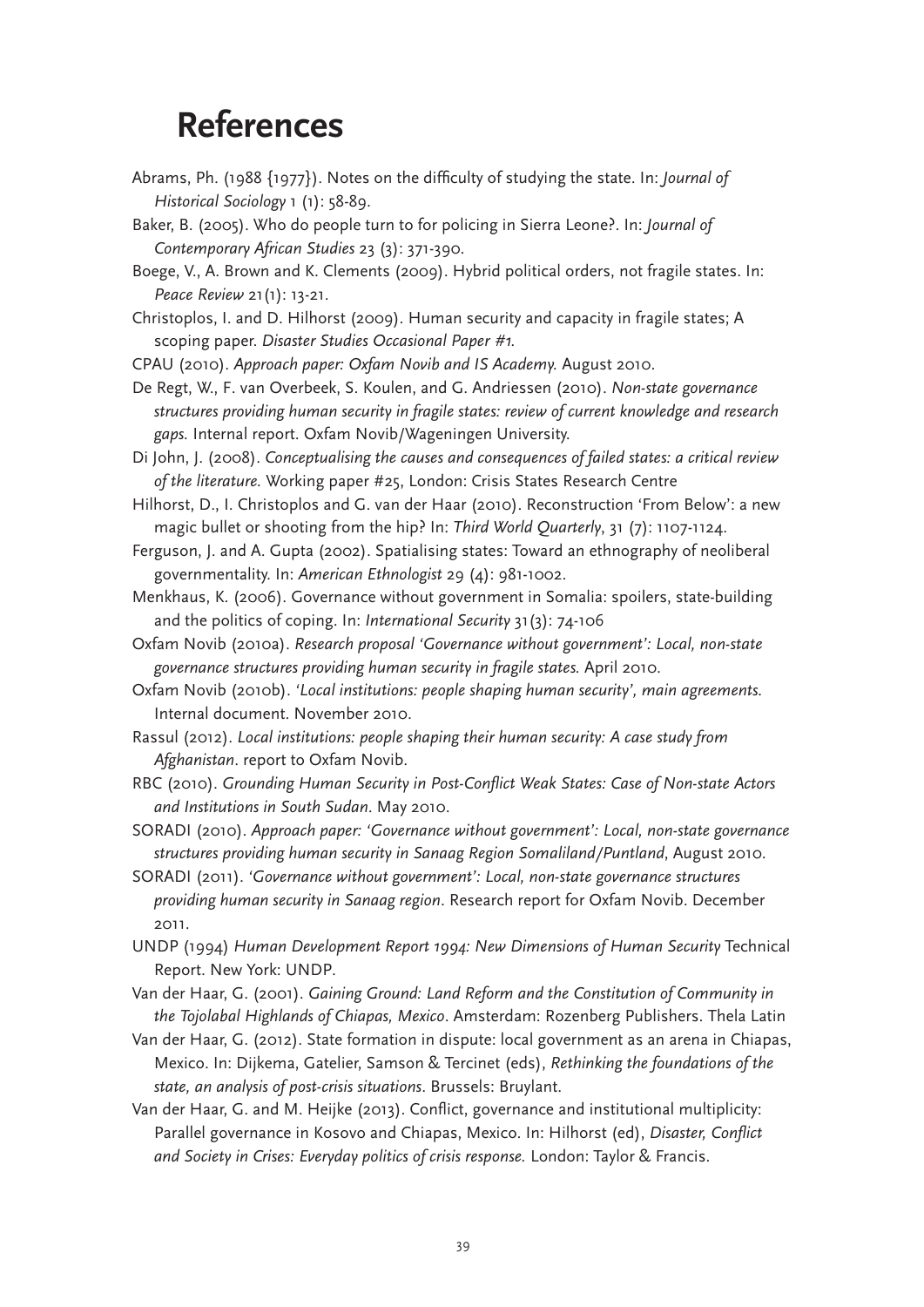# References

Abrams, Ph. (1988 {1977}). Notes on the difficulty of studying the state. In: *Journal of Historical Sociology* 1 (1): 58-89.

Baker, B. (2005). Who do people turn to for policing in Sierra Leone?. In: *Journal of Contemporary African Studies* 23 (3): 371-390.

Boege, V., A. Brown and K. Clements (2009). Hybrid political orders, not fragile states. In: *Peace Review* 21(1): 13-21.

Christoplos, I. and D. Hilhorst (2009). Human security and capacity in fragile states; A scoping paper. *Disaster Studies Occasional Paper #1.*

CPAU (2010). *Approach paper: Oxfam Novib and IS Academy.* August 2010.

De Regt, W., F. van Overbeek, S. Koulen, and G. Andriessen (2010). *Non-state governance structures providing human security in fragile states: review of current knowledge and research gaps.* Internal report. Oxfam Novib/Wageningen University.

Di John, J. (2008). *Conceptualising the causes and consequences of failed states: a critical review of the literature.* Working paper #25, London: Crisis States Research Centre

Hilhorst, D., I. Christoplos and G. van der Haar (2010). Reconstruction 'From Below': a new magic bullet or shooting from the hip? In: *Third World Quarterly*, 31 (7): 1107-1124.

Ferguson, J. and A. Gupta (2002). Spatialising states: Toward an ethnography of neoliberal governmentality. In: *American Ethnologist* 29 (4): 981-1002.

Menkhaus, K. (2006). Governance without government in Somalia: spoilers, state-building and the politics of coping. In: *International Security* 31(3): 74-106

Oxfam Novib (2010a). *Research proposal 'Governance without government': Local, non-state governance structures providing human security in fragile states.* April 2010.

Oxfam Novib (2010b). *'Local institutions: people shaping human security', main agreements.* Internal document. November 2010.

Rassul (2012). *Local institutions: people shaping their human security: A case study from Afghanistan*. report to Oxfam Novib.

RBC (2010). *Grounding Human Security in Post-Conflict Weak States: Case of Non-state Actors and Institutions in South Sudan*. May 2010.

SORADI (2010). *Approach paper: 'Governance without government': Local, non-state governance structures providing human security in Sanaag Region Somaliland/Puntland*, August 2010.

SORADI (2011). *'Governance without government': Local, non-state governance structures providing human security in Sanaag region*. Research report for Oxfam Novib. December 2011.

UNDP (1994) *Human Development Report 1994: New Dimensions of Human Security* Technical Report. New York: UNDP.

Van der Haar, G. (2001). *Gaining Ground: Land Reform and the Constitution of Community in the Tojolabal Highlands of Chiapas, Mexico*. Amsterdam: Rozenberg Publishers. Thela Latin

Van der Haar, G. (2012). State formation in dispute: local government as an arena in Chiapas, Mexico. In: Dijkema, Gatelier, Samson & Tercinet (eds), *Rethinking the foundations of the state, an analysis of post-crisis situations*. Brussels: Bruylant.

Van der Haar, G. and M. Heijke (2013). Conflict, governance and institutional multiplicity: Parallel governance in Kosovo and Chiapas, Mexico. In: Hilhorst (ed), *Disaster, Conflict and Society in Crises: Everyday politics of crisis response.* London: Taylor & Francis.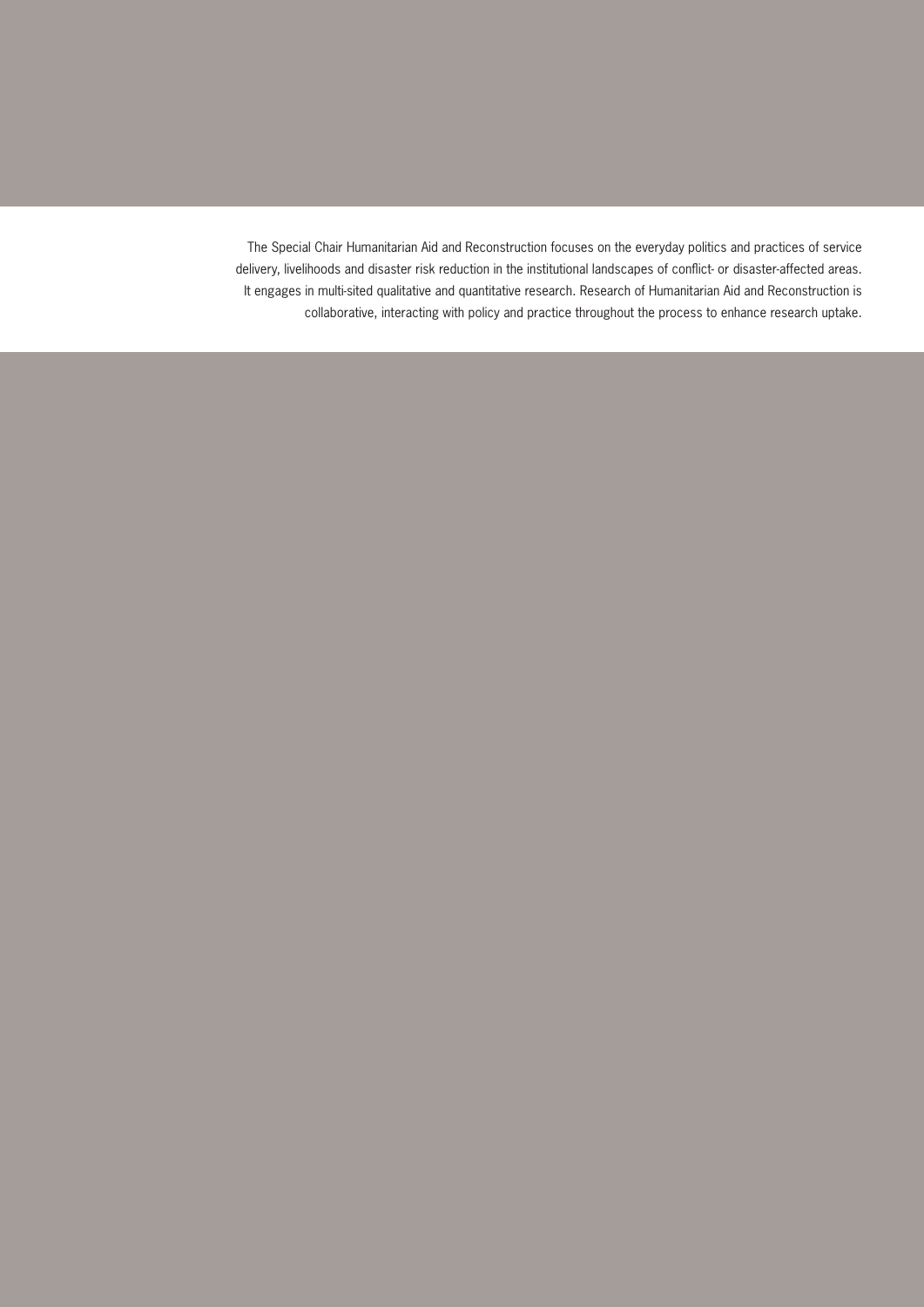The Special Chair Humanitarian Aid and Reconstruction focuses on the everyday politics and practices of service delivery, livelihoods and disaster risk reduction in the institutional landscapes of conflict- or disaster-affected areas. It engages in multi-sited qualitative and quantitative research. Research of Humanitarian Aid and Reconstruction is collaborative, interacting with policy and practice throughout the process to enhance research uptake.